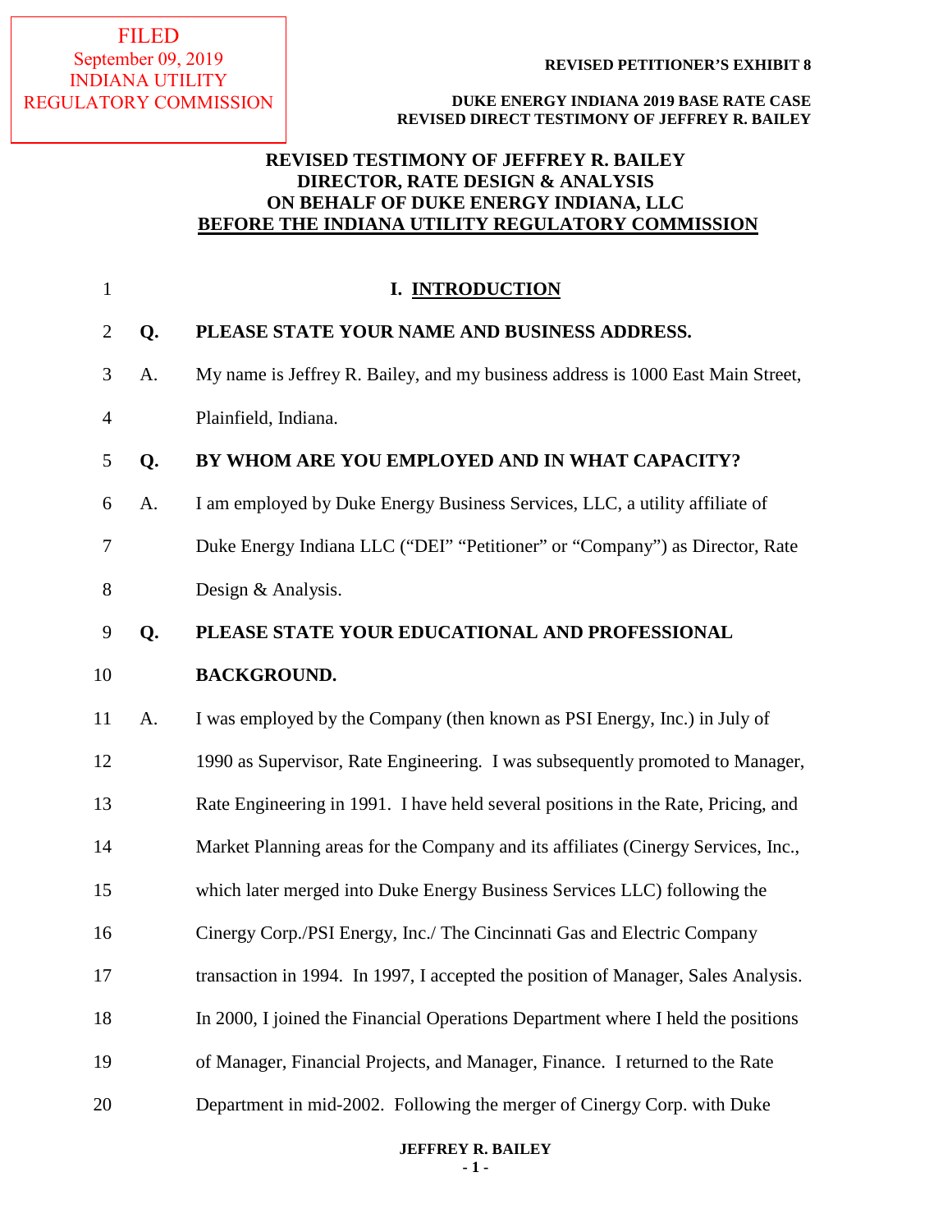FILED
September 09, 2019
INDIANA UTILITY
REGULATORY COMMISSION

**REVISED PETITIONER'S EXHIBIT 8**

**DUKE ENERGY INDIANA 2019 BASE RATE CASE**
**REVISED DIRECT TESTIMONY OF JEFFREY R. BAILEY**

# REVISED TESTIMONY OF JEFFREY R. BAILEY
# DIRECTOR, RATE DESIGN & ANALYSIS
# ON BEHALF OF DUKE ENERGY INDIANA, LLC
# BEFORE THE INDIANA UTILITY REGULATORY COMMISSION

## I. INTRODUCTION

**Q. PLEASE STATE YOUR NAME AND BUSINESS ADDRESS.**

A. My name is Jeffrey R. Bailey, and my business address is 1000 East Main Street, Plainfield, Indiana.

**Q. BY WHOM ARE YOU EMPLOYED AND IN WHAT CAPACITY?**

A. I am employed by Duke Energy Business Services, LLC, a utility affiliate of Duke Energy Indiana LLC ("DEI" "Petitioner" or "Company") as Director, Rate Design & Analysis.

**Q. PLEASE STATE YOUR EDUCATIONAL AND PROFESSIONAL BACKGROUND.**

A. I was employed by the Company (then known as PSI Energy, Inc.) in July of 1990 as Supervisor, Rate Engineering. I was subsequently promoted to Manager, Rate Engineering in 1991. I have held several positions in the Rate, Pricing, and Market Planning areas for the Company and its affiliates (Cinergy Services, Inc., which later merged into Duke Energy Business Services LLC) following the Cinergy Corp./PSI Energy, Inc./ The Cincinnati Gas and Electric Company transaction in 1994. In 1997, I accepted the position of Manager, Sales Analysis. In 2000, I joined the Financial Operations Department where I held the positions of Manager, Financial Projects, and Manager, Finance. I returned to the Rate Department in mid-2002. Following the merger of Cinergy Corp. with Duke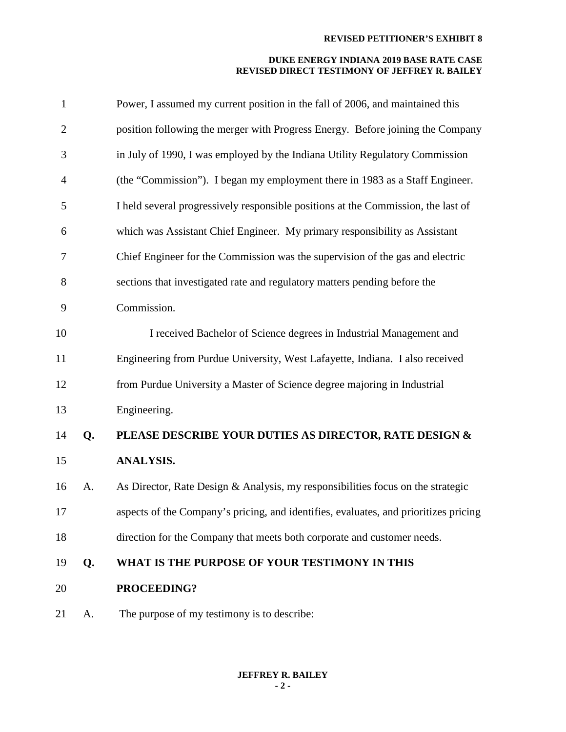Power, I assumed my current position in the fall of 2006, and maintained this position following the merger with Progress Energy. Before joining the Company in July of 1990, I was employed by the Indiana Utility Regulatory Commission (the "Commission"). I began my employment there in 1983 as a Staff Engineer. I held several progressively responsible positions at the Commission, the last of which was Assistant Chief Engineer. My primary responsibility as Assistant Chief Engineer for the Commission was the supervision of the gas and electric sections that investigated rate and regulatory matters pending before the Commission.

I received Bachelor of Science degrees in Industrial Management and Engineering from Purdue University, West Lafayette, Indiana. I also received from Purdue University a Master of Science degree majoring in Industrial Engineering.

**Q. PLEASE DESCRIBE YOUR DUTIES AS DIRECTOR, RATE DESIGN & ANALYSIS.**

A. As Director, Rate Design & Analysis, my responsibilities focus on the strategic aspects of the Company's pricing, and identifies, evaluates, and prioritizes pricing direction for the Company that meets both corporate and customer needs.

**Q. WHAT IS THE PURPOSE OF YOUR TESTIMONY IN THIS PROCEEDING?**

A. The purpose of my testimony is to describe: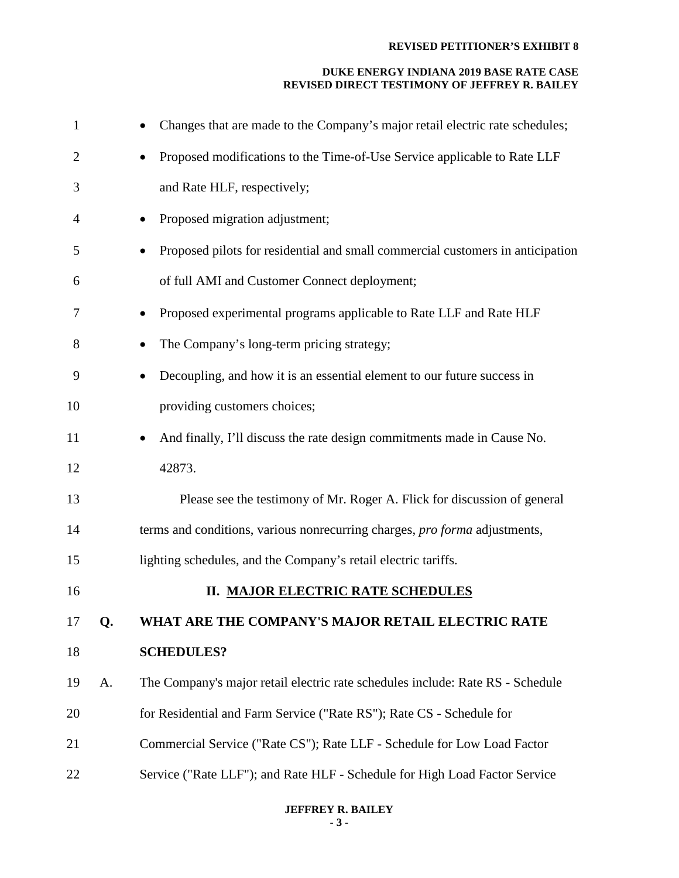- Changes that are made to the Company's major retail electric rate schedules;
- Proposed modifications to the Time-of-Use Service applicable to Rate LLF and Rate HLF, respectively;
- Proposed migration adjustment;
- Proposed pilots for residential and small commercial customers in anticipation of full AMI and Customer Connect deployment;
- Proposed experimental programs applicable to Rate LLF and Rate HLF
- The Company's long-term pricing strategy;
- Decoupling, and how it is an essential element to our future success in providing customers choices;
- And finally, I'll discuss the rate design commitments made in Cause No. 42873.

Please see the testimony of Mr. Roger A. Flick for discussion of general terms and conditions, various nonrecurring charges, *pro forma* adjustments, lighting schedules, and the Company's retail electric tariffs.

## II. MAJOR ELECTRIC RATE SCHEDULES

**Q. WHAT ARE THE COMPANY'S MAJOR RETAIL ELECTRIC RATE SCHEDULES?**

A. The Company's major retail electric rate schedules include: Rate RS - Schedule for Residential and Farm Service ("Rate RS"); Rate CS - Schedule for Commercial Service ("Rate CS"); Rate LLF - Schedule for Low Load Factor Service ("Rate LLF"); and Rate HLF - Schedule for High Load Factor Service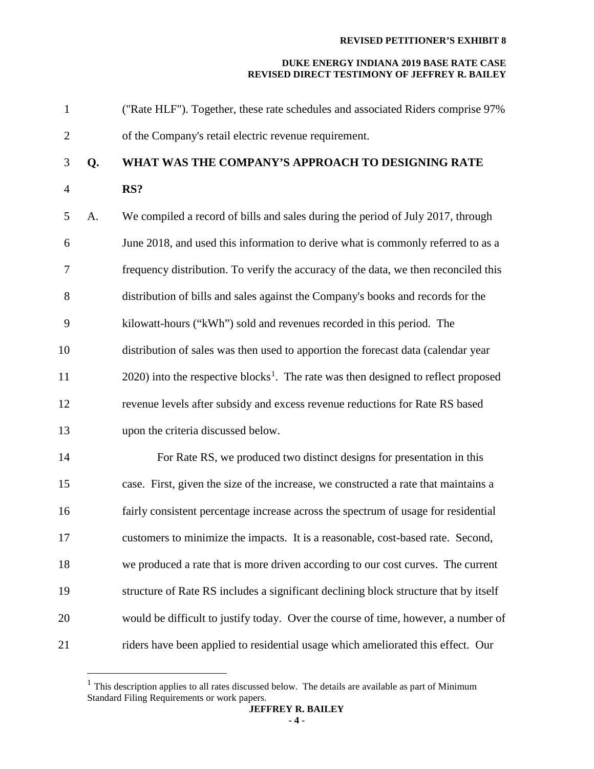("Rate HLF"). Together, these rate schedules and associated Riders comprise 97% of the Company's retail electric revenue requirement.

**Q. WHAT WAS THE COMPANY'S APPROACH TO DESIGNING RATE RS?**

A. We compiled a record of bills and sales during the period of July 2017, through June 2018, and used this information to derive what is commonly referred to as a frequency distribution. To verify the accuracy of the data, we then reconciled this distribution of bills and sales against the Company's books and records for the kilowatt-hours ("kWh") sold and revenues recorded in this period. The distribution of sales was then used to apportion the forecast data (calendar year 2020) into the respective blocks[1]. The rate was then designed to reflect proposed revenue levels after subsidy and excess revenue reductions for Rate RS based upon the criteria discussed below.

For Rate RS, we produced two distinct designs for presentation in this case. First, given the size of the increase, we constructed a rate that maintains a fairly consistent percentage increase across the spectrum of usage for residential customers to minimize the impacts. It is a reasonable, cost-based rate. Second, we produced a rate that is more driven according to our cost curves. The current structure of Rate RS includes a significant declining block structure that by itself would be difficult to justify today. Over the course of time, however, a number of riders have been applied to residential usage which ameliorated this effect. Our

[1] This description applies to all rates discussed below. The details are available as part of Minimum Standard Filing Requirements or work papers.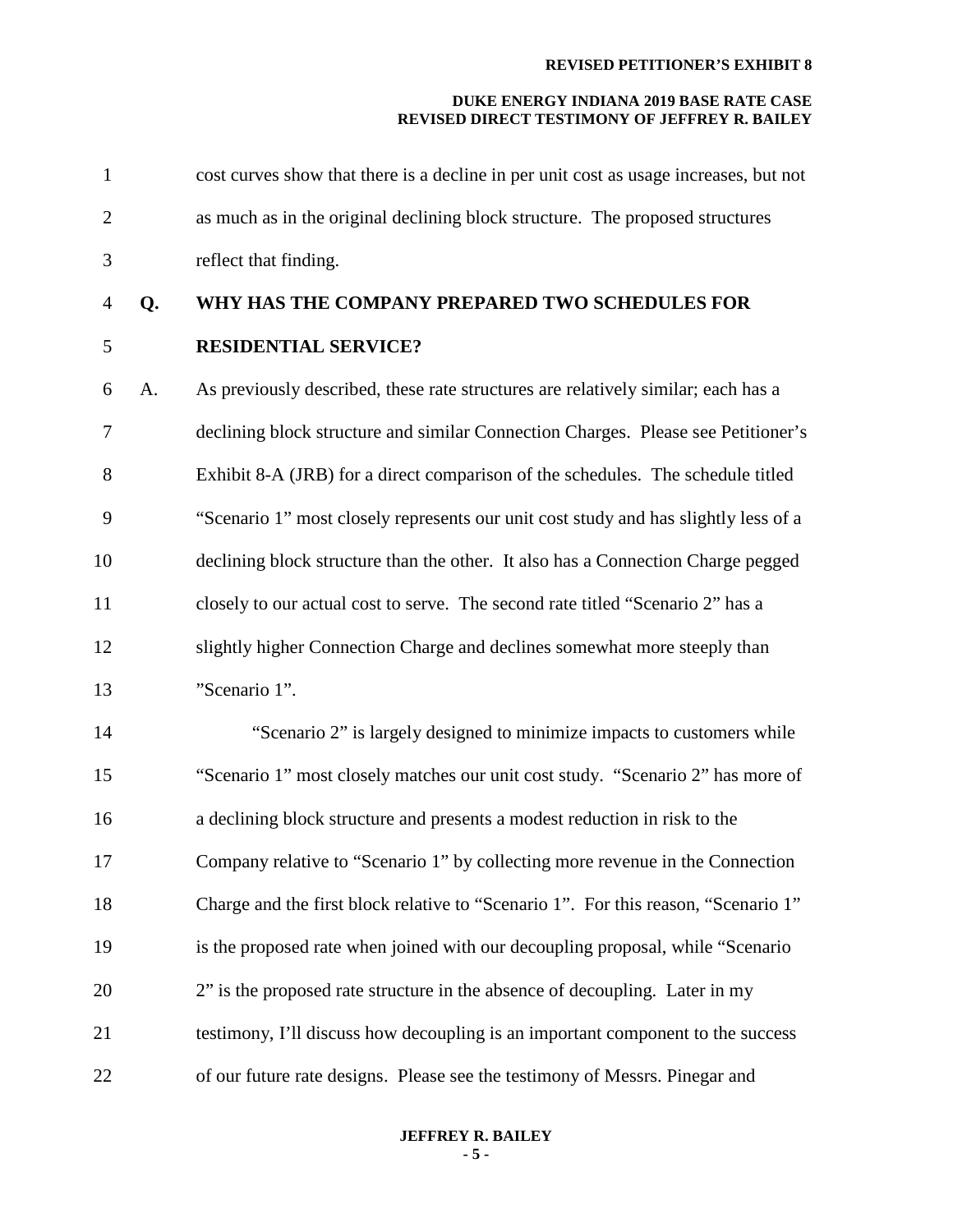cost curves show that there is a decline in per unit cost as usage increases, but not as much as in the original declining block structure. The proposed structures reflect that finding.

**Q. WHY HAS THE COMPANY PREPARED TWO SCHEDULES FOR RESIDENTIAL SERVICE?**

A. As previously described, these rate structures are relatively similar; each has a declining block structure and similar Connection Charges. Please see Petitioner's Exhibit 8-A (JRB) for a direct comparison of the schedules. The schedule titled "Scenario 1" most closely represents our unit cost study and has slightly less of a declining block structure than the other. It also has a Connection Charge pegged closely to our actual cost to serve. The second rate titled "Scenario 2" has a slightly higher Connection Charge and declines somewhat more steeply than "Scenario 1".

"Scenario 2" is largely designed to minimize impacts to customers while "Scenario 1" most closely matches our unit cost study. "Scenario 2" has more of a declining block structure and presents a modest reduction in risk to the Company relative to "Scenario 1" by collecting more revenue in the Connection Charge and the first block relative to "Scenario 1". For this reason, "Scenario 1" is the proposed rate when joined with our decoupling proposal, while "Scenario 2" is the proposed rate structure in the absence of decoupling. Later in my testimony, I'll discuss how decoupling is an important component to the success of our future rate designs. Please see the testimony of Messrs. Pinegar and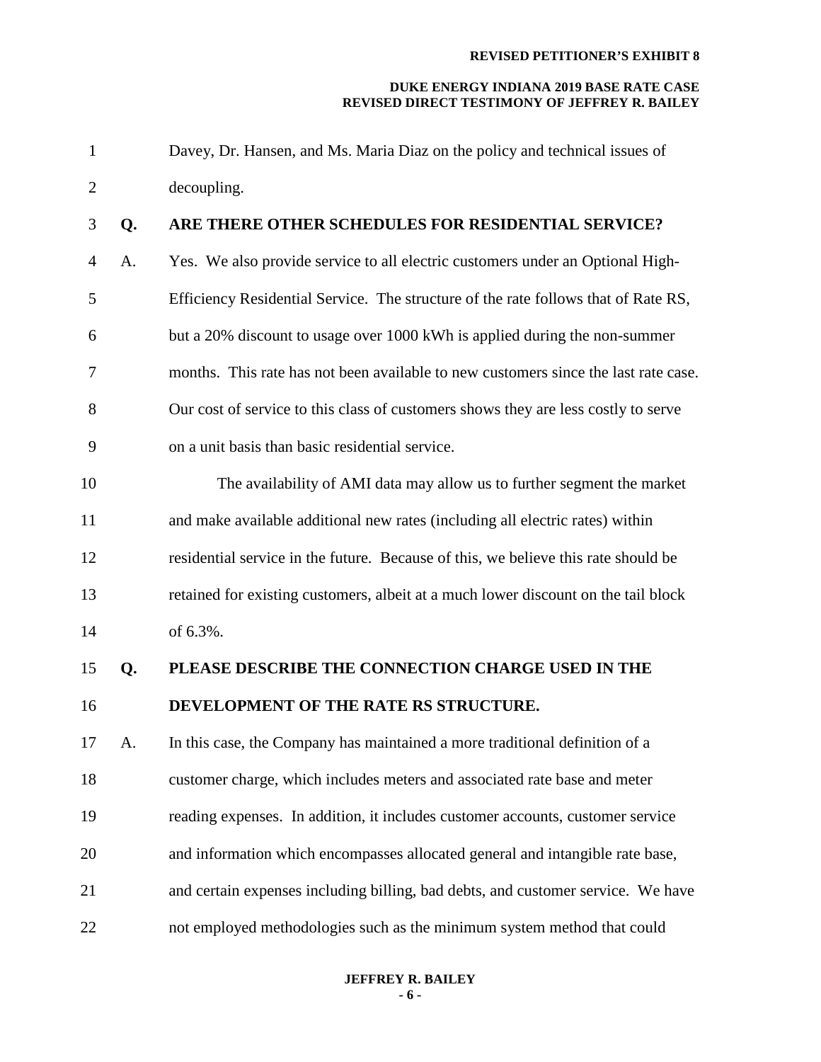Davey, Dr. Hansen, and Ms. Maria Diaz on the policy and technical issues of decoupling.

**Q. ARE THERE OTHER SCHEDULES FOR RESIDENTIAL SERVICE?**

A. Yes. We also provide service to all electric customers under an Optional High-Efficiency Residential Service. The structure of the rate follows that of Rate RS, but a 20% discount to usage over 1000 kWh is applied during the non-summer months. This rate has not been available to new customers since the last rate case. Our cost of service to this class of customers shows they are less costly to serve on a unit basis than basic residential service.

The availability of AMI data may allow us to further segment the market and make available additional new rates (including all electric rates) within residential service in the future. Because of this, we believe this rate should be retained for existing customers, albeit at a much lower discount on the tail block of 6.3%.

**Q. PLEASE DESCRIBE THE CONNECTION CHARGE USED IN THE DEVELOPMENT OF THE RATE RS STRUCTURE.**

A. In this case, the Company has maintained a more traditional definition of a customer charge, which includes meters and associated rate base and meter reading expenses. In addition, it includes customer accounts, customer service and information which encompasses allocated general and intangible rate base, and certain expenses including billing, bad debts, and customer service. We have not employed methodologies such as the minimum system method that could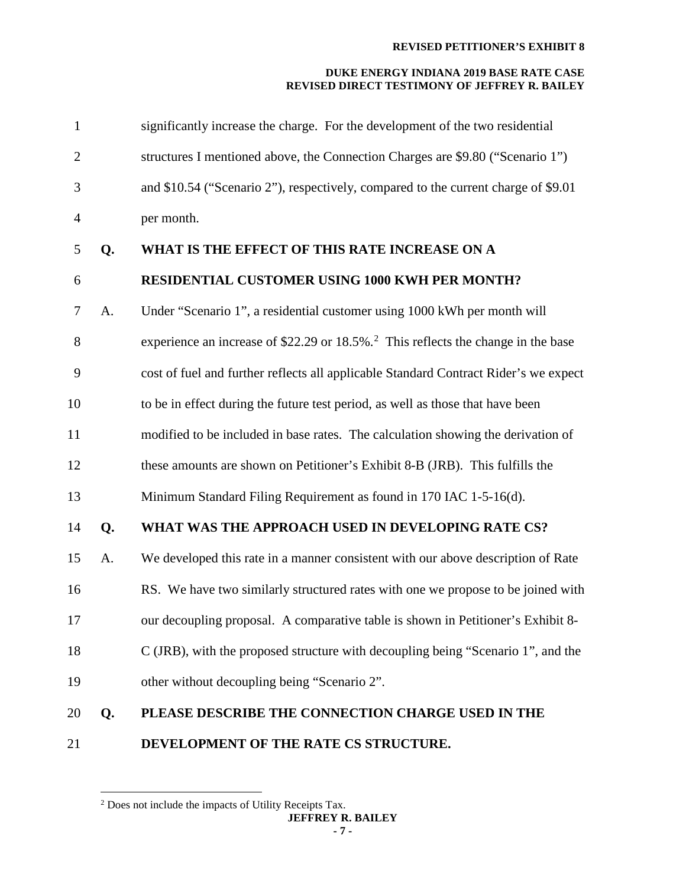significantly increase the charge. For the development of the two residential structures I mentioned above, the Connection Charges are $9.80 ("Scenario 1") and $10.54 ("Scenario 2"), respectively, compared to the current charge of $9.01 per month.

**Q. WHAT IS THE EFFECT OF THIS RATE INCREASE ON A RESIDENTIAL CUSTOMER USING 1000 KWH PER MONTH?**

A. Under "Scenario 1", a residential customer using 1000 kWh per month will experience an increase of $22.29 or 18.5%.[2] This reflects the change in the base cost of fuel and further reflects all applicable Standard Contract Rider's we expect to be in effect during the future test period, as well as those that have been modified to be included in base rates. The calculation showing the derivation of these amounts are shown on Petitioner's Exhibit 8-B (JRB). This fulfills the Minimum Standard Filing Requirement as found in 170 IAC 1-5-16(d).

**Q. WHAT WAS THE APPROACH USED IN DEVELOPING RATE CS?**

A. We developed this rate in a manner consistent with our above description of Rate RS. We have two similarly structured rates with one we propose to be joined with our decoupling proposal. A comparative table is shown in Petitioner's Exhibit 8-C (JRB), with the proposed structure with decoupling being "Scenario 1", and the other without decoupling being "Scenario 2".

**Q. PLEASE DESCRIBE THE CONNECTION CHARGE USED IN THE DEVELOPMENT OF THE RATE CS STRUCTURE.**

---

[2] Does not include the impacts of Utility Receipts Tax.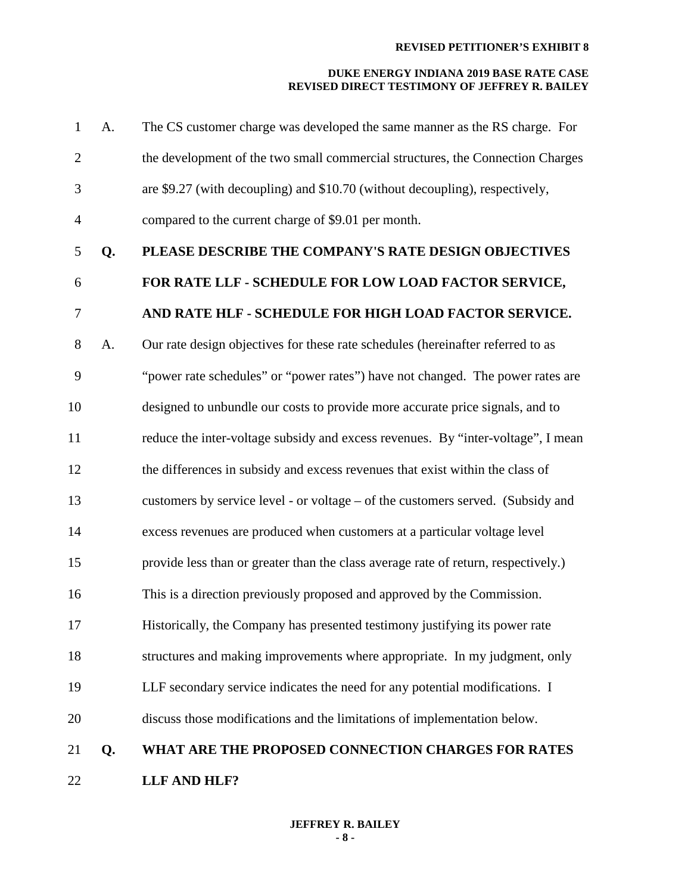A. The CS customer charge was developed the same manner as the RS charge. For the development of the two small commercial structures, the Connection Charges are $9.27 (with decoupling) and $10.70 (without decoupling), respectively, compared to the current charge of $9.01 per month.

**Q. PLEASE DESCRIBE THE COMPANY'S RATE DESIGN OBJECTIVES FOR RATE LLF - SCHEDULE FOR LOW LOAD FACTOR SERVICE, AND RATE HLF - SCHEDULE FOR HIGH LOAD FACTOR SERVICE.**

A. Our rate design objectives for these rate schedules (hereinafter referred to as "power rate schedules" or "power rates") have not changed. The power rates are designed to unbundle our costs to provide more accurate price signals, and to reduce the inter-voltage subsidy and excess revenues. By "inter-voltage", I mean the differences in subsidy and excess revenues that exist within the class of customers by service level - or voltage – of the customers served. (Subsidy and excess revenues are produced when customers at a particular voltage level provide less than or greater than the class average rate of return, respectively.) This is a direction previously proposed and approved by the Commission. Historically, the Company has presented testimony justifying its power rate structures and making improvements where appropriate. In my judgment, only LLF secondary service indicates the need for any potential modifications. I discuss those modifications and the limitations of implementation below.

**Q. WHAT ARE THE PROPOSED CONNECTION CHARGES FOR RATES LLF AND HLF?**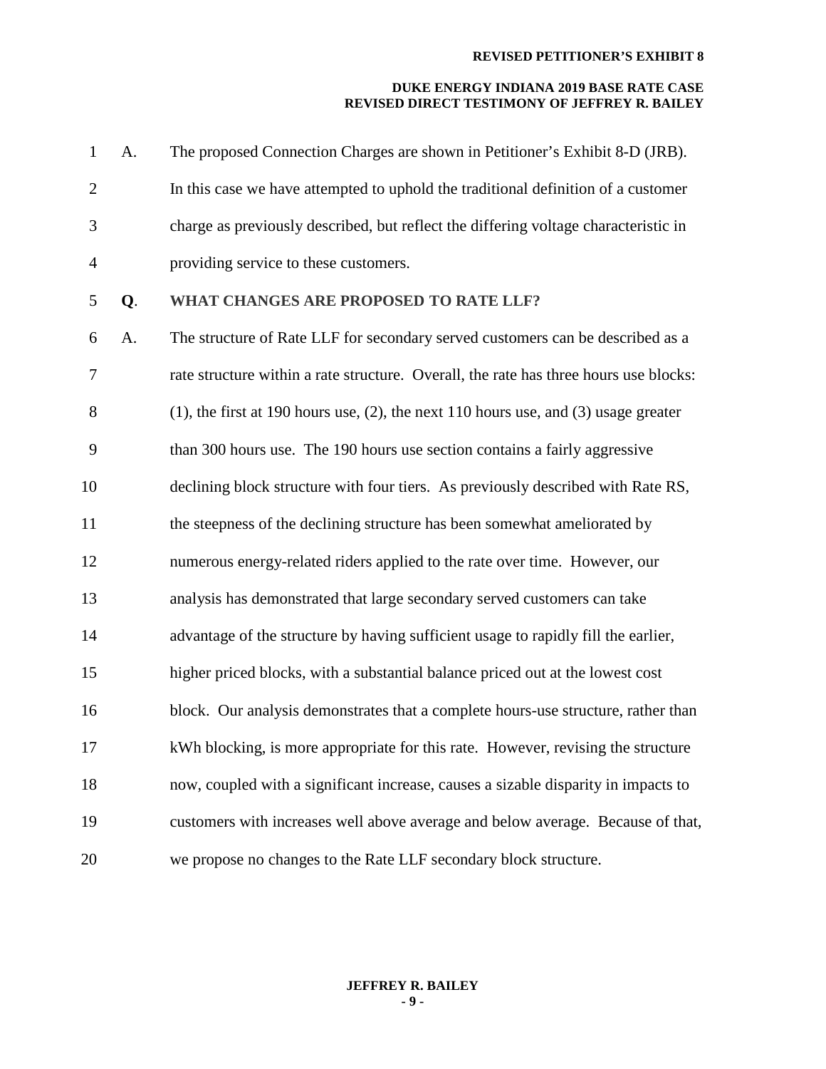A. The proposed Connection Charges are shown in Petitioner's Exhibit 8-D (JRB). In this case we have attempted to uphold the traditional definition of a customer charge as previously described, but reflect the differing voltage characteristic in providing service to these customers.

**Q. WHAT CHANGES ARE PROPOSED TO RATE LLF?**

A. The structure of Rate LLF for secondary served customers can be described as a rate structure within a rate structure. Overall, the rate has three hours use blocks: (1), the first at 190 hours use, (2), the next 110 hours use, and (3) usage greater than 300 hours use. The 190 hours use section contains a fairly aggressive declining block structure with four tiers. As previously described with Rate RS, the steepness of the declining structure has been somewhat ameliorated by numerous energy-related riders applied to the rate over time. However, our analysis has demonstrated that large secondary served customers can take advantage of the structure by having sufficient usage to rapidly fill the earlier, higher priced blocks, with a substantial balance priced out at the lowest cost block. Our analysis demonstrates that a complete hours-use structure, rather than kWh blocking, is more appropriate for this rate. However, revising the structure now, coupled with a significant increase, causes a sizable disparity in impacts to customers with increases well above average and below average. Because of that, we propose no changes to the Rate LLF secondary block structure.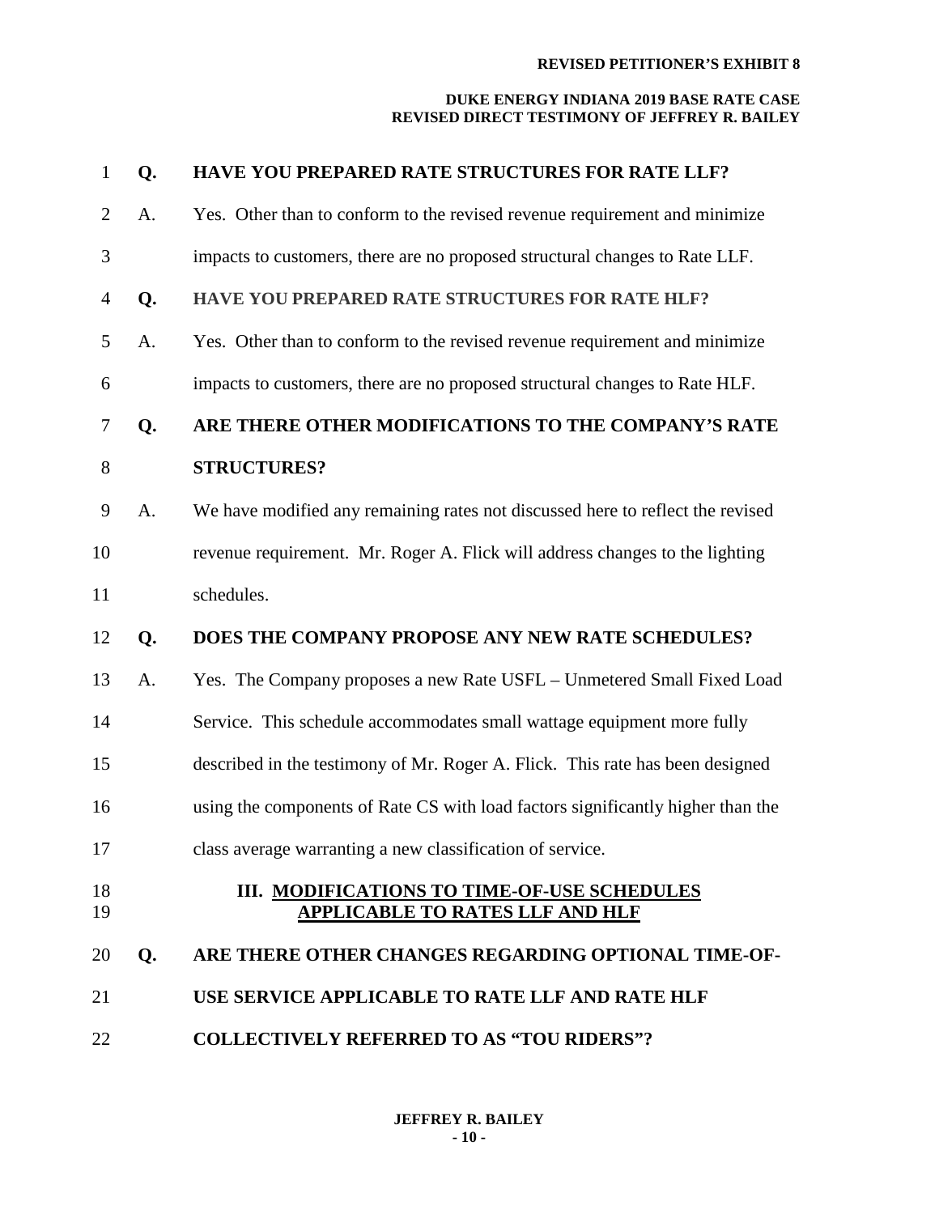**Q. HAVE YOU PREPARED RATE STRUCTURES FOR RATE LLF?**

A. Yes. Other than to conform to the revised revenue requirement and minimize impacts to customers, there are no proposed structural changes to Rate LLF.

**Q. HAVE YOU PREPARED RATE STRUCTURES FOR RATE HLF?**

A. Yes. Other than to conform to the revised revenue requirement and minimize impacts to customers, there are no proposed structural changes to Rate HLF.

**Q. ARE THERE OTHER MODIFICATIONS TO THE COMPANY'S RATE STRUCTURES?**

A. We have modified any remaining rates not discussed here to reflect the revised revenue requirement. Mr. Roger A. Flick will address changes to the lighting schedules.

**Q. DOES THE COMPANY PROPOSE ANY NEW RATE SCHEDULES?**

A. Yes. The Company proposes a new Rate USFL – Unmetered Small Fixed Load Service. This schedule accommodates small wattage equipment more fully described in the testimony of Mr. Roger A. Flick. This rate has been designed using the components of Rate CS with load factors significantly higher than the class average warranting a new classification of service.

## III. MODIFICATIONS TO TIME-OF-USE SCHEDULES APPLICABLE TO RATES LLF AND HLF

**Q. ARE THERE OTHER CHANGES REGARDING OPTIONAL TIME-OF-USE SERVICE APPLICABLE TO RATE LLF AND RATE HLF COLLECTIVELY REFERRED TO AS "TOU RIDERS"?**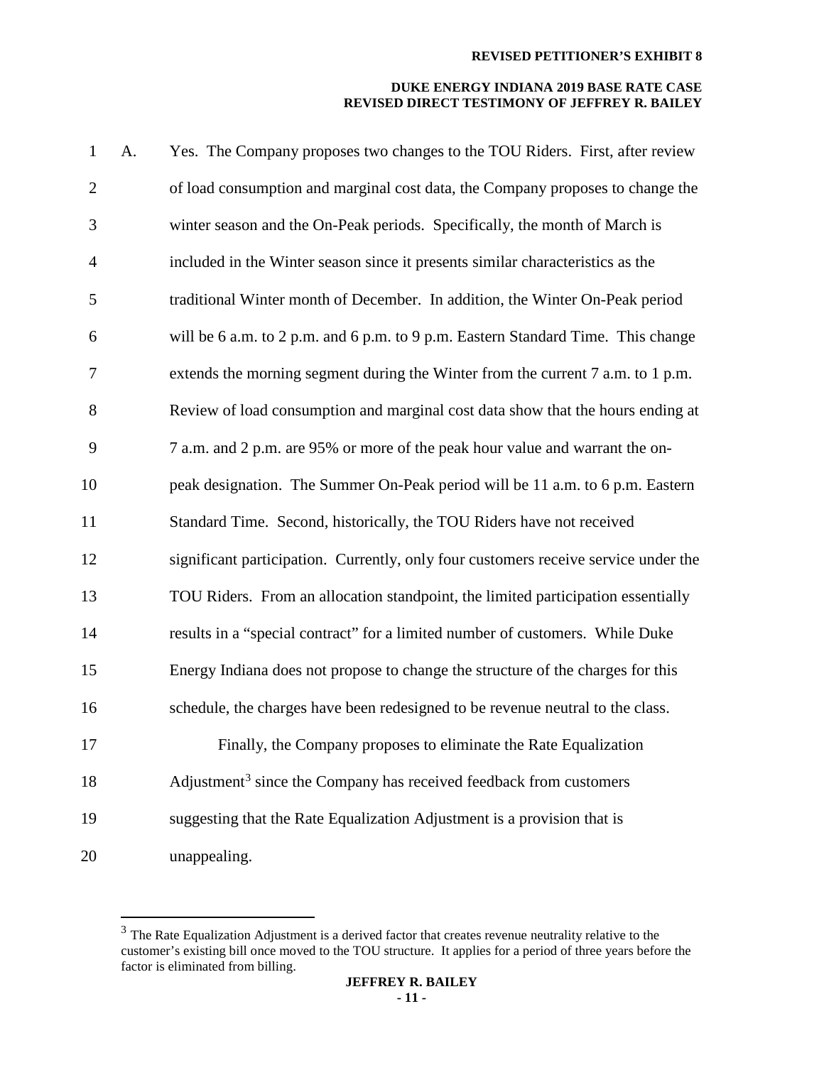A. Yes. The Company proposes two changes to the TOU Riders. First, after review of load consumption and marginal cost data, the Company proposes to change the winter season and the On-Peak periods. Specifically, the month of March is included in the Winter season since it presents similar characteristics as the traditional Winter month of December. In addition, the Winter On-Peak period will be 6 a.m. to 2 p.m. and 6 p.m. to 9 p.m. Eastern Standard Time. This change extends the morning segment during the Winter from the current 7 a.m. to 1 p.m. Review of load consumption and marginal cost data show that the hours ending at 7 a.m. and 2 p.m. are 95% or more of the peak hour value and warrant the on-peak designation. The Summer On-Peak period will be 11 a.m. to 6 p.m. Eastern Standard Time. Second, historically, the TOU Riders have not received significant participation. Currently, only four customers receive service under the TOU Riders. From an allocation standpoint, the limited participation essentially results in a "special contract" for a limited number of customers. While Duke Energy Indiana does not propose to change the structure of the charges for this schedule, the charges have been redesigned to be revenue neutral to the class.

Finally, the Company proposes to eliminate the Rate Equalization Adjustment[3] since the Company has received feedback from customers suggesting that the Rate Equalization Adjustment is a provision that is unappealing.

---

[3] The Rate Equalization Adjustment is a derived factor that creates revenue neutrality relative to the customer's existing bill once moved to the TOU structure. It applies for a period of three years before the factor is eliminated from billing.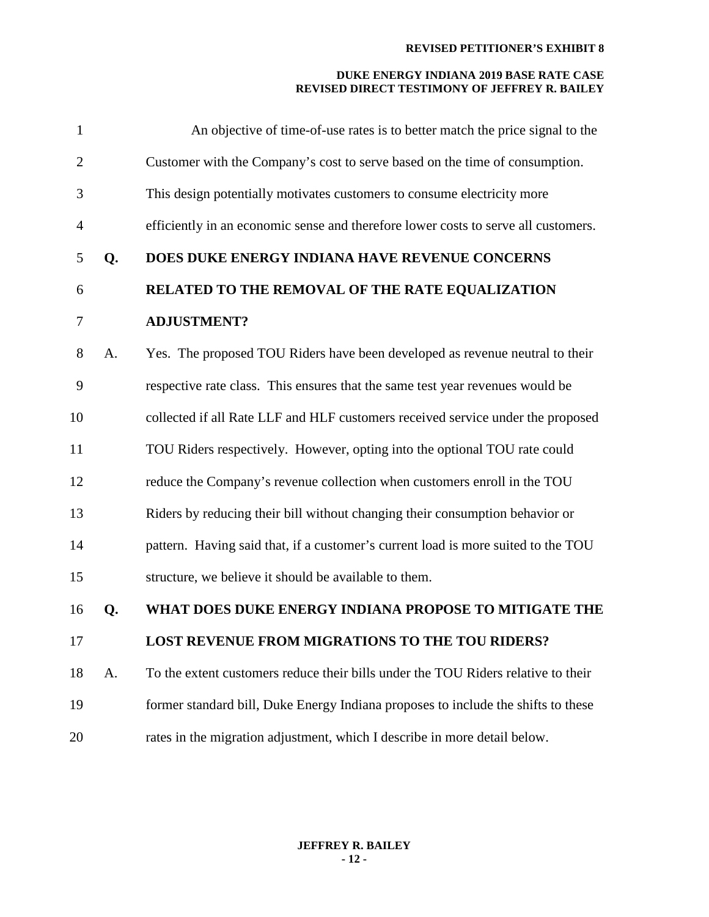An objective of time-of-use rates is to better match the price signal to the Customer with the Company's cost to serve based on the time of consumption. This design potentially motivates customers to consume electricity more efficiently in an economic sense and therefore lower costs to serve all customers.

**Q. DOES DUKE ENERGY INDIANA HAVE REVENUE CONCERNS RELATED TO THE REMOVAL OF THE RATE EQUALIZATION ADJUSTMENT?**

A. Yes. The proposed TOU Riders have been developed as revenue neutral to their respective rate class. This ensures that the same test year revenues would be collected if all Rate LLF and HLF customers received service under the proposed TOU Riders respectively. However, opting into the optional TOU rate could reduce the Company's revenue collection when customers enroll in the TOU Riders by reducing their bill without changing their consumption behavior or pattern. Having said that, if a customer's current load is more suited to the TOU structure, we believe it should be available to them.

**Q. WHAT DOES DUKE ENERGY INDIANA PROPOSE TO MITIGATE THE LOST REVENUE FROM MIGRATIONS TO THE TOU RIDERS?**

A. To the extent customers reduce their bills under the TOU Riders relative to their former standard bill, Duke Energy Indiana proposes to include the shifts to these rates in the migration adjustment, which I describe in more detail below.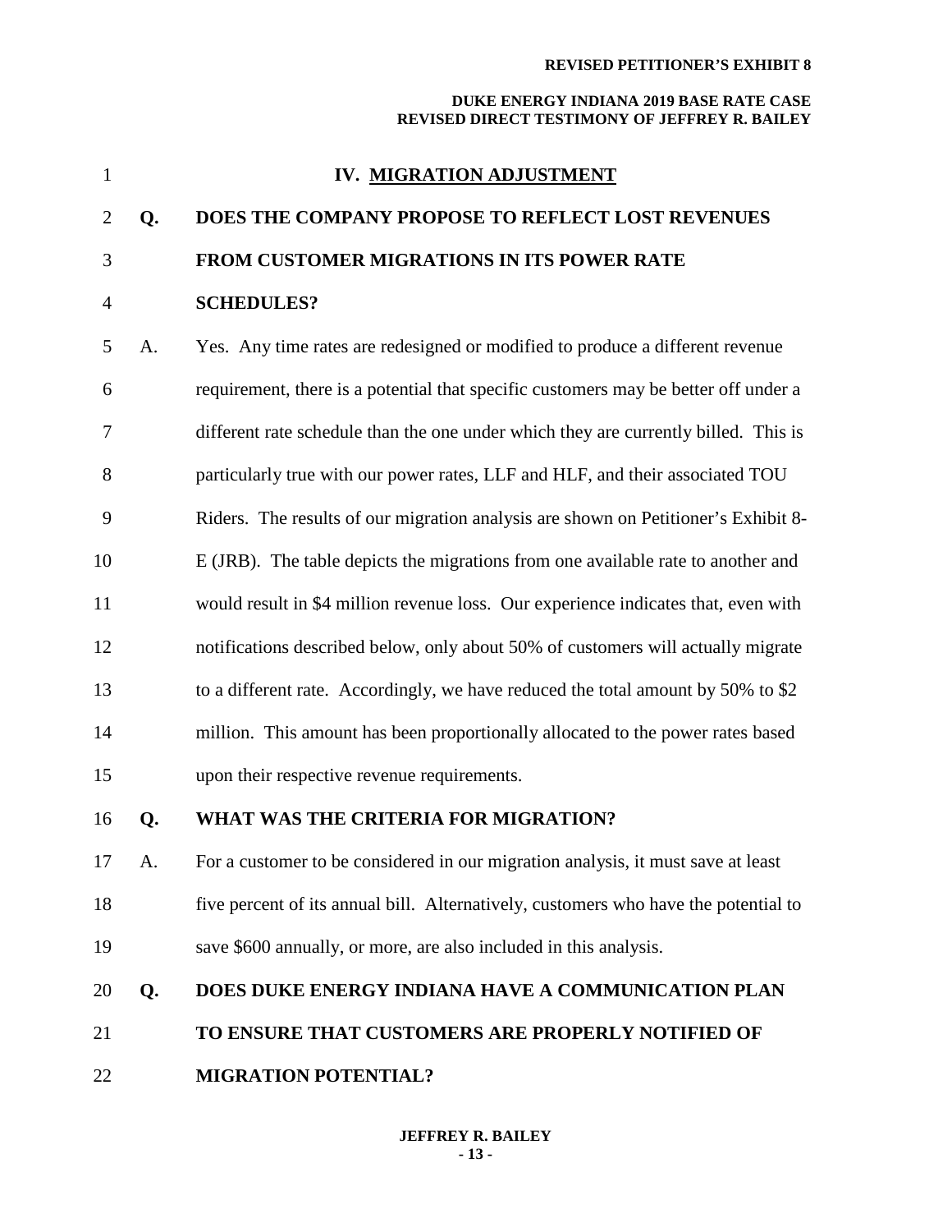## IV. MIGRATION ADJUSTMENT

**Q. DOES THE COMPANY PROPOSE TO REFLECT LOST REVENUES FROM CUSTOMER MIGRATIONS IN ITS POWER RATE SCHEDULES?**

A. Yes. Any time rates are redesigned or modified to produce a different revenue requirement, there is a potential that specific customers may be better off under a different rate schedule than the one under which they are currently billed. This is particularly true with our power rates, LLF and HLF, and their associated TOU Riders. The results of our migration analysis are shown on Petitioner's Exhibit 8-E (JRB). The table depicts the migrations from one available rate to another and would result in $4 million revenue loss. Our experience indicates that, even with notifications described below, only about 50% of customers will actually migrate to a different rate. Accordingly, we have reduced the total amount by 50% to $2 million. This amount has been proportionally allocated to the power rates based upon their respective revenue requirements.

**Q. WHAT WAS THE CRITERIA FOR MIGRATION?**

A. For a customer to be considered in our migration analysis, it must save at least five percent of its annual bill. Alternatively, customers who have the potential to save $600 annually, or more, are also included in this analysis.

**Q. DOES DUKE ENERGY INDIANA HAVE A COMMUNICATION PLAN TO ENSURE THAT CUSTOMERS ARE PROPERLY NOTIFIED OF MIGRATION POTENTIAL?**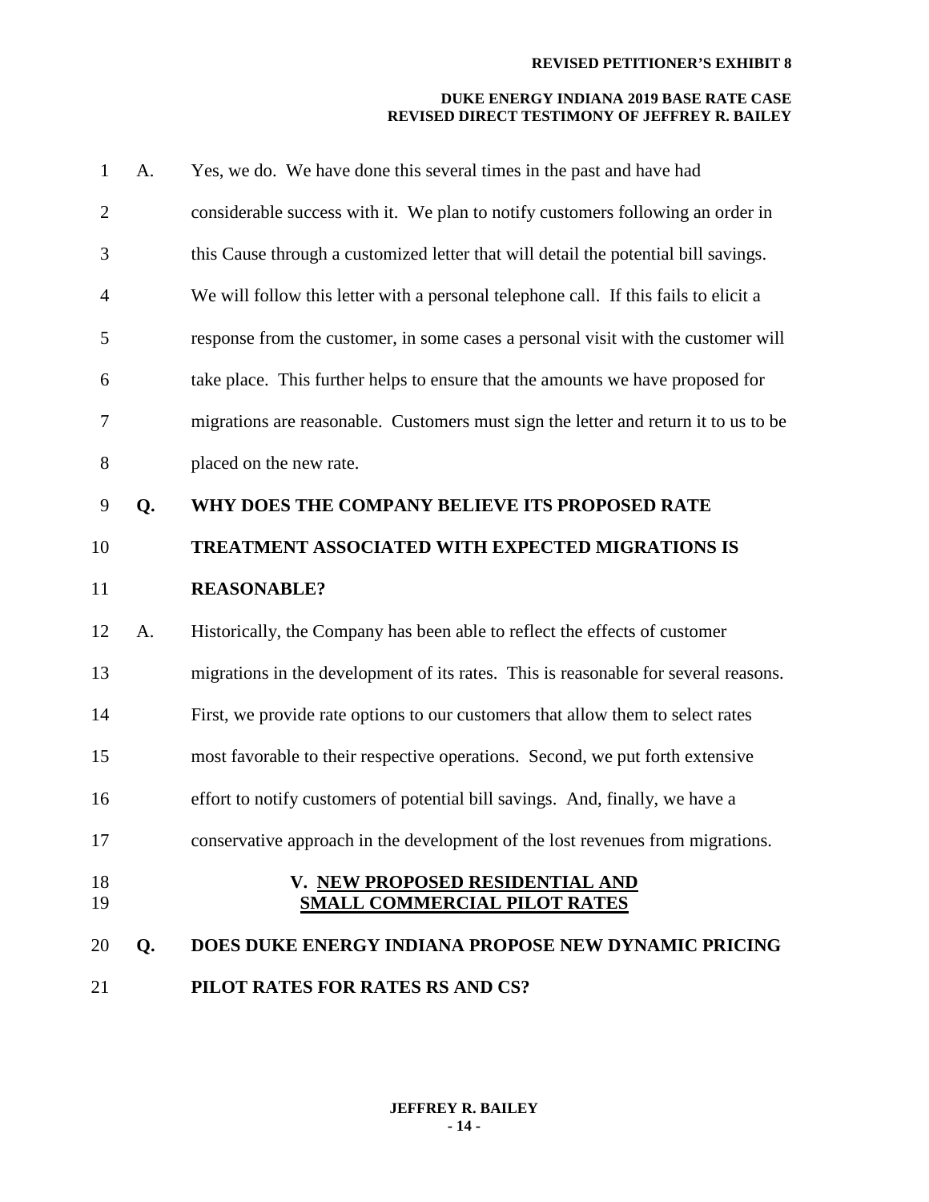A. Yes, we do. We have done this several times in the past and have had considerable success with it. We plan to notify customers following an order in this Cause through a customized letter that will detail the potential bill savings. We will follow this letter with a personal telephone call. If this fails to elicit a response from the customer, in some cases a personal visit with the customer will take place. This further helps to ensure that the amounts we have proposed for migrations are reasonable. Customers must sign the letter and return it to us to be placed on the new rate.

**Q. WHY DOES THE COMPANY BELIEVE ITS PROPOSED RATE TREATMENT ASSOCIATED WITH EXPECTED MIGRATIONS IS REASONABLE?**

A. Historically, the Company has been able to reflect the effects of customer migrations in the development of its rates. This is reasonable for several reasons. First, we provide rate options to our customers that allow them to select rates most favorable to their respective operations. Second, we put forth extensive effort to notify customers of potential bill savings. And, finally, we have a conservative approach in the development of the lost revenues from migrations.

## V. NEW PROPOSED RESIDENTIAL AND SMALL COMMERCIAL PILOT RATES

**Q. DOES DUKE ENERGY INDIANA PROPOSE NEW DYNAMIC PRICING PILOT RATES FOR RATES RS AND CS?**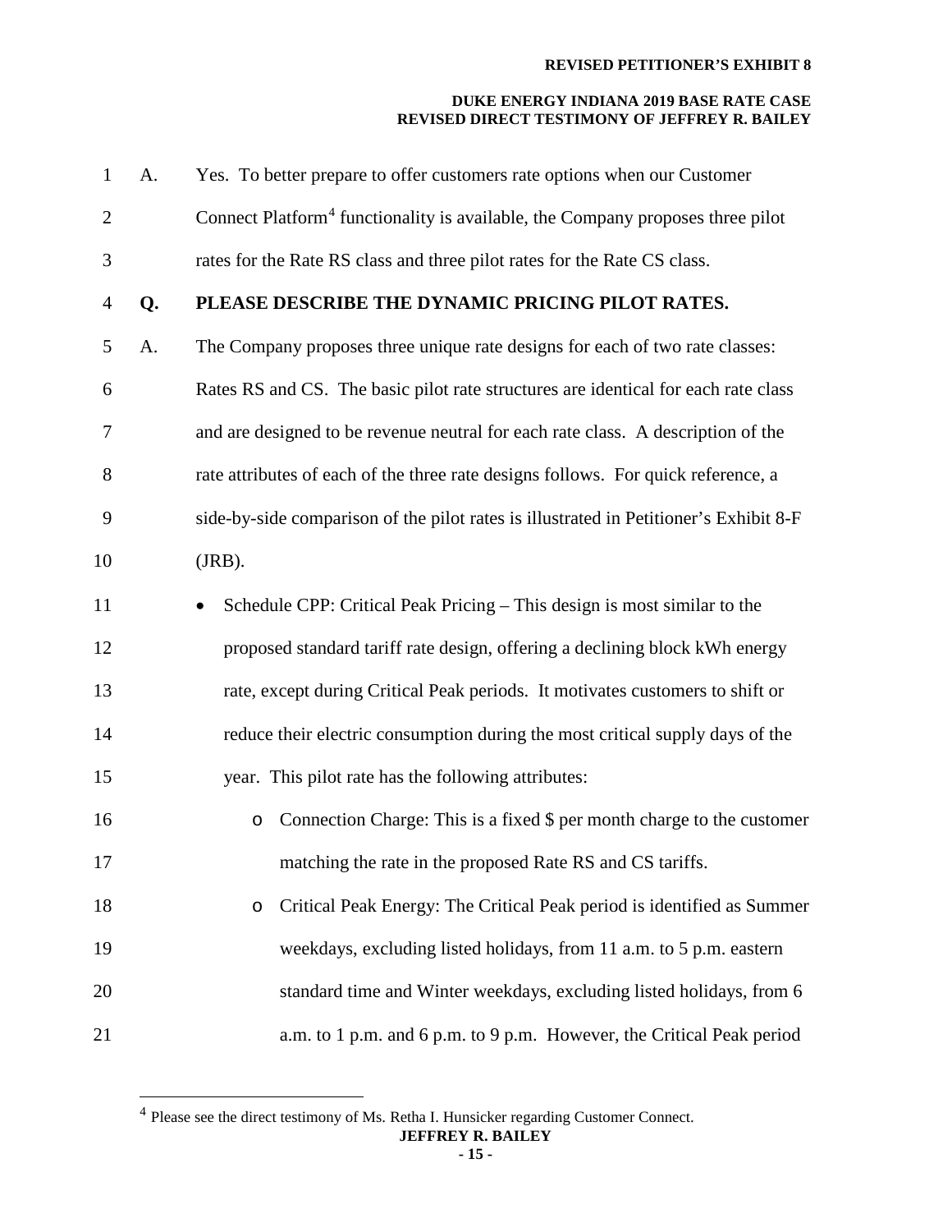A. Yes. To better prepare to offer customers rate options when our Customer Connect Platform[4] functionality is available, the Company proposes three pilot rates for the Rate RS class and three pilot rates for the Rate CS class.

**Q. PLEASE DESCRIBE THE DYNAMIC PRICING PILOT RATES.**

A. The Company proposes three unique rate designs for each of two rate classes: Rates RS and CS. The basic pilot rate structures are identical for each rate class and are designed to be revenue neutral for each rate class. A description of the rate attributes of each of the three rate designs follows. For quick reference, a side-by-side comparison of the pilot rates is illustrated in Petitioner's Exhibit 8-F (JRB).

- Schedule CPP: Critical Peak Pricing – This design is most similar to the proposed standard tariff rate design, offering a declining block kWh energy rate, except during Critical Peak periods. It motivates customers to shift or reduce their electric consumption during the most critical supply days of the year. This pilot rate has the following attributes:
  - Connection Charge: This is a fixed $ per month charge to the customer matching the rate in the proposed Rate RS and CS tariffs.
  - Critical Peak Energy: The Critical Peak period is identified as Summer weekdays, excluding listed holidays, from 11 a.m. to 5 p.m. eastern standard time and Winter weekdays, excluding listed holidays, from 6 a.m. to 1 p.m. and 6 p.m. to 9 p.m. However, the Critical Peak period

[4] Please see the direct testimony of Ms. Retha I. Hunsicker regarding Customer Connect.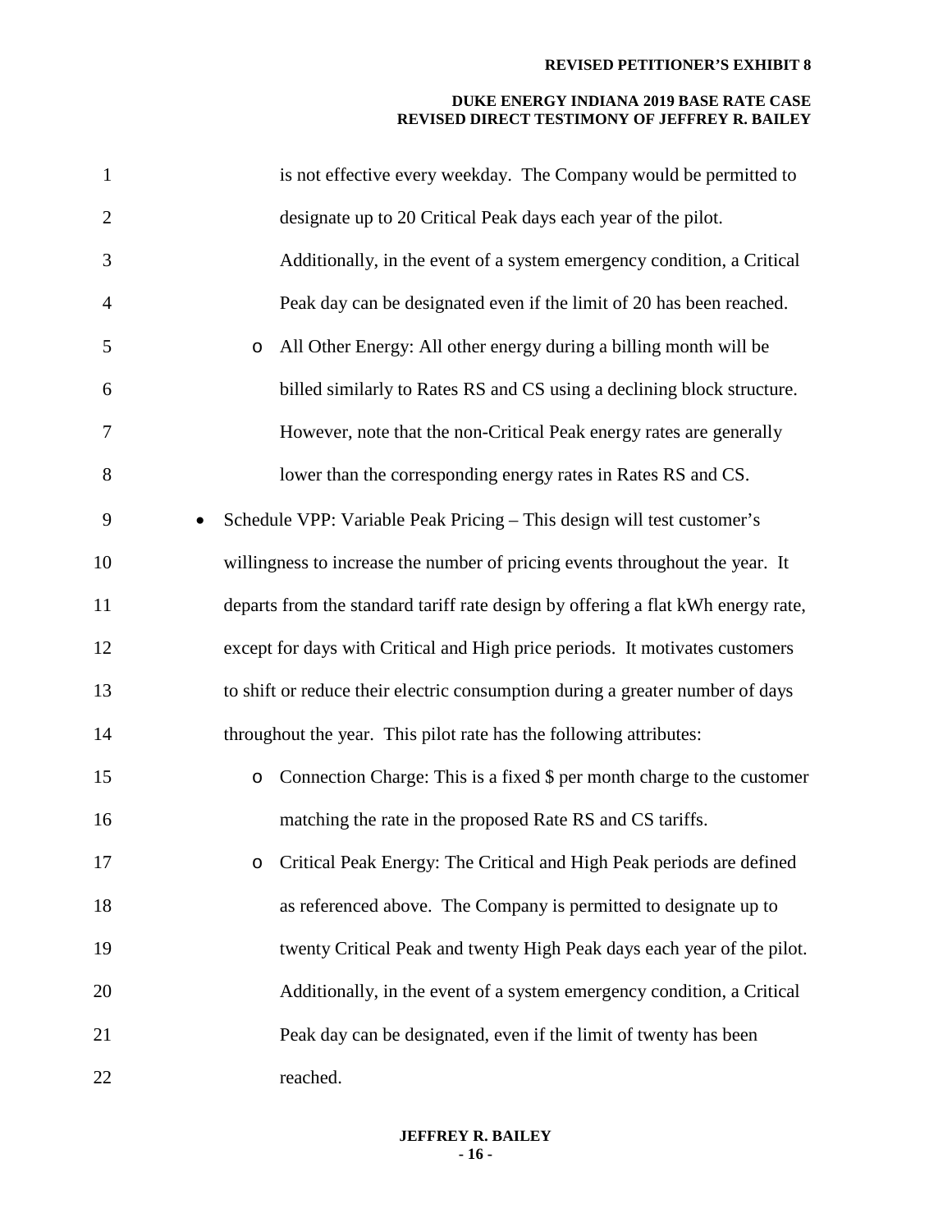is not effective every weekday. The Company would be permitted to designate up to 20 Critical Peak days each year of the pilot. Additionally, in the event of a system emergency condition, a Critical Peak day can be designated even if the limit of 20 has been reached.

  - All Other Energy: All other energy during a billing month will be billed similarly to Rates RS and CS using a declining block structure. However, note that the non-Critical Peak energy rates are generally lower than the corresponding energy rates in Rates RS and CS.

- Schedule VPP: Variable Peak Pricing – This design will test customer's willingness to increase the number of pricing events throughout the year. It departs from the standard tariff rate design by offering a flat kWh energy rate, except for days with Critical and High price periods. It motivates customers to shift or reduce their electric consumption during a greater number of days throughout the year. This pilot rate has the following attributes:
  - Connection Charge: This is a fixed $ per month charge to the customer matching the rate in the proposed Rate RS and CS tariffs.
  - Critical Peak Energy: The Critical and High Peak periods are defined as referenced above. The Company is permitted to designate up to twenty Critical Peak and twenty High Peak days each year of the pilot. Additionally, in the event of a system emergency condition, a Critical Peak day can be designated, even if the limit of twenty has been reached.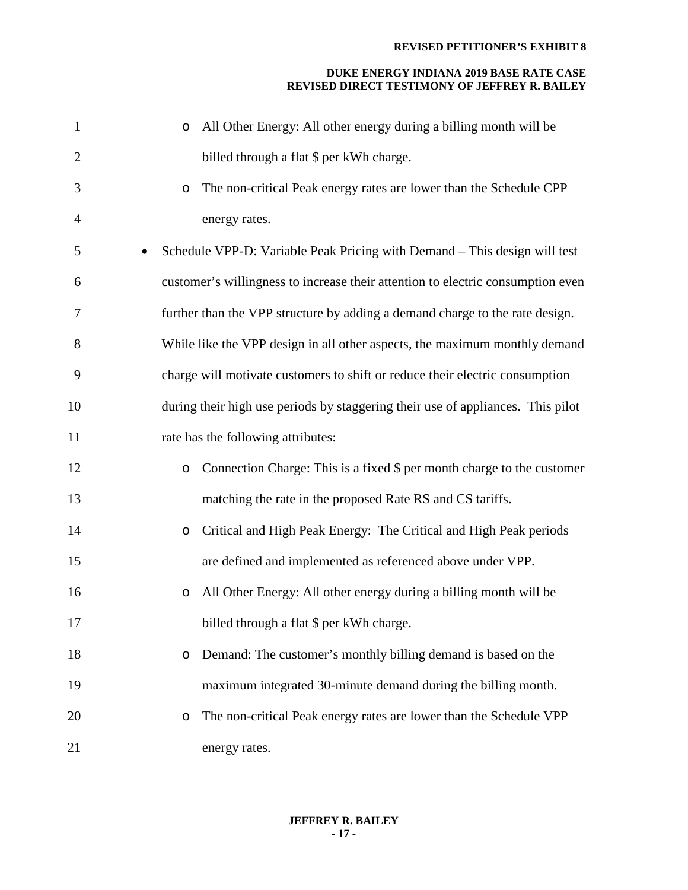- All Other Energy: All other energy during a billing month will be billed through a flat $ per kWh charge.
  - The non-critical Peak energy rates are lower than the Schedule CPP energy rates.

- Schedule VPP-D: Variable Peak Pricing with Demand – This design will test customer's willingness to increase their attention to electric consumption even further than the VPP structure by adding a demand charge to the rate design. While like the VPP design in all other aspects, the maximum monthly demand charge will motivate customers to shift or reduce their electric consumption during their high use periods by staggering their use of appliances. This pilot rate has the following attributes:
  - Connection Charge: This is a fixed $ per month charge to the customer matching the rate in the proposed Rate RS and CS tariffs.
  - Critical and High Peak Energy: The Critical and High Peak periods are defined and implemented as referenced above under VPP.
  - All Other Energy: All other energy during a billing month will be billed through a flat $ per kWh charge.
  - Demand: The customer's monthly billing demand is based on the maximum integrated 30-minute demand during the billing month.
  - The non-critical Peak energy rates are lower than the Schedule VPP energy rates.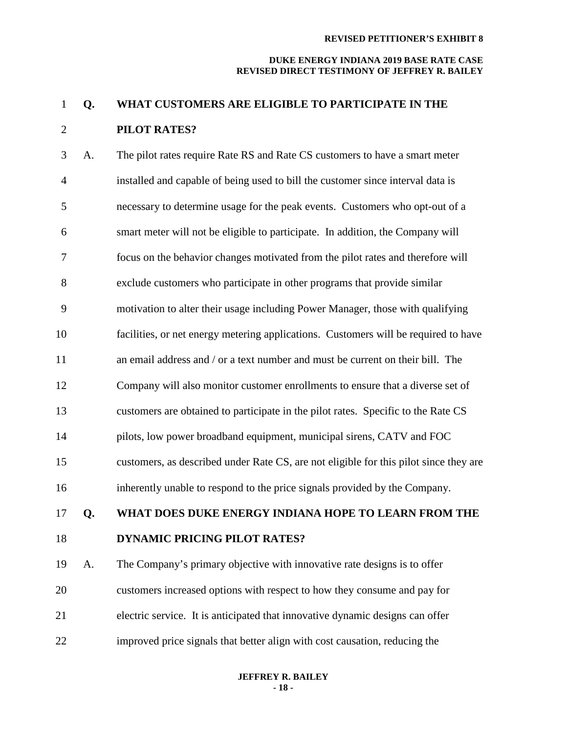**Q. WHAT CUSTOMERS ARE ELIGIBLE TO PARTICIPATE IN THE PILOT RATES?**

A. The pilot rates require Rate RS and Rate CS customers to have a smart meter installed and capable of being used to bill the customer since interval data is necessary to determine usage for the peak events. Customers who opt-out of a smart meter will not be eligible to participate. In addition, the Company will focus on the behavior changes motivated from the pilot rates and therefore will exclude customers who participate in other programs that provide similar motivation to alter their usage including Power Manager, those with qualifying facilities, or net energy metering applications. Customers will be required to have an email address and / or a text number and must be current on their bill. The Company will also monitor customer enrollments to ensure that a diverse set of customers are obtained to participate in the pilot rates. Specific to the Rate CS pilots, low power broadband equipment, municipal sirens, CATV and FOC customers, as described under Rate CS, are not eligible for this pilot since they are inherently unable to respond to the price signals provided by the Company.

**Q. WHAT DOES DUKE ENERGY INDIANA HOPE TO LEARN FROM THE DYNAMIC PRICING PILOT RATES?**

A. The Company's primary objective with innovative rate designs is to offer customers increased options with respect to how they consume and pay for electric service. It is anticipated that innovative dynamic designs can offer improved price signals that better align with cost causation, reducing the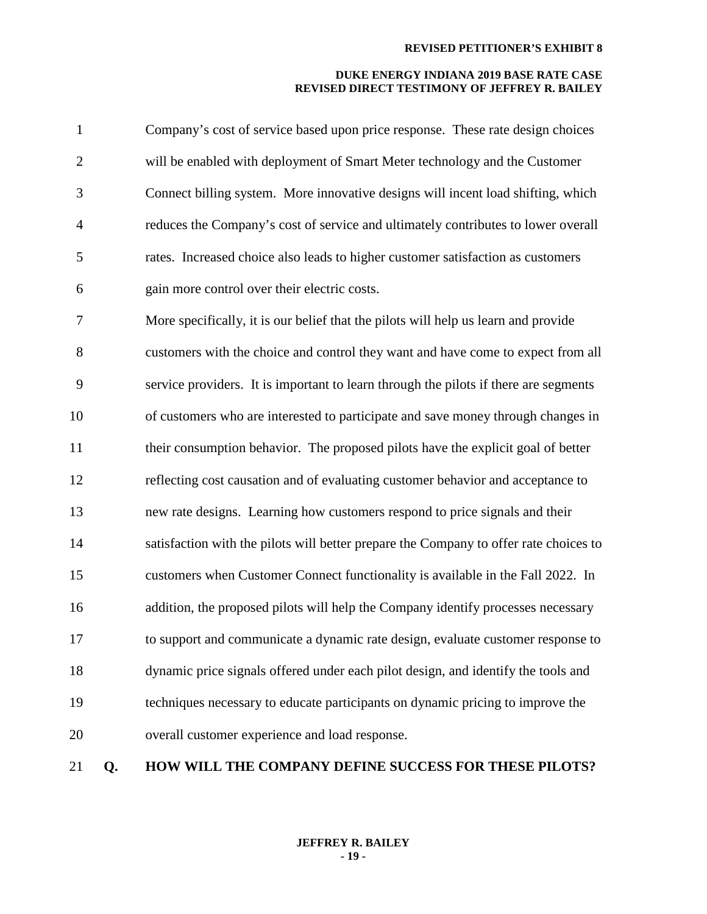Company's cost of service based upon price response. These rate design choices will be enabled with deployment of Smart Meter technology and the Customer Connect billing system. More innovative designs will incent load shifting, which reduces the Company's cost of service and ultimately contributes to lower overall rates. Increased choice also leads to higher customer satisfaction as customers gain more control over their electric costs.

More specifically, it is our belief that the pilots will help us learn and provide customers with the choice and control they want and have come to expect from all service providers. It is important to learn through the pilots if there are segments of customers who are interested to participate and save money through changes in their consumption behavior. The proposed pilots have the explicit goal of better reflecting cost causation and of evaluating customer behavior and acceptance to new rate designs. Learning how customers respond to price signals and their satisfaction with the pilots will better prepare the Company to offer rate choices to customers when Customer Connect functionality is available in the Fall 2022. In addition, the proposed pilots will help the Company identify processes necessary to support and communicate a dynamic rate design, evaluate customer response to dynamic price signals offered under each pilot design, and identify the tools and techniques necessary to educate participants on dynamic pricing to improve the overall customer experience and load response.

**Q. HOW WILL THE COMPANY DEFINE SUCCESS FOR THESE PILOTS?**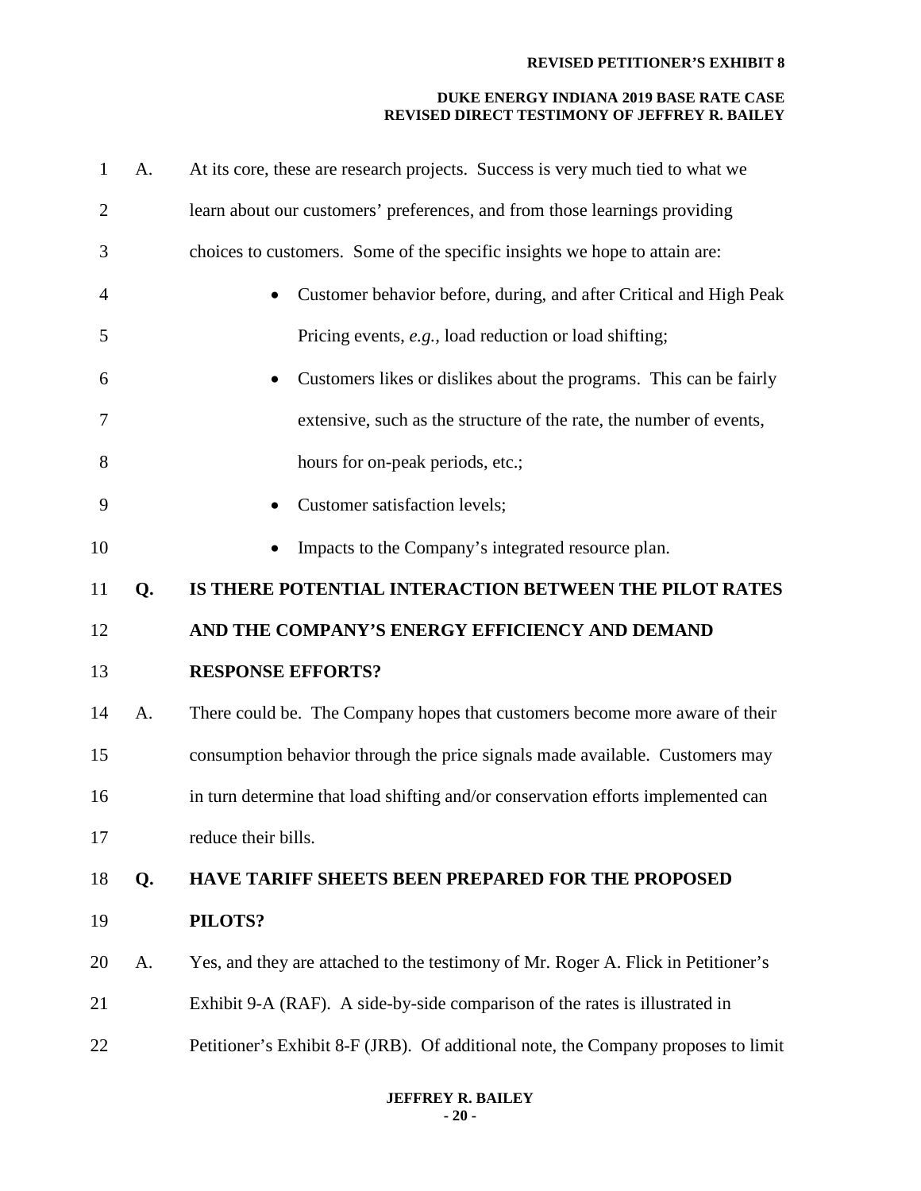A. At its core, these are research projects. Success is very much tied to what we learn about our customers' preferences, and from those learnings providing choices to customers. Some of the specific insights we hope to attain are:

- Customer behavior before, during, and after Critical and High Peak Pricing events, *e.g.*, load reduction or load shifting;
- Customers likes or dislikes about the programs. This can be fairly extensive, such as the structure of the rate, the number of events, hours for on-peak periods, etc.;
- Customer satisfaction levels;
- Impacts to the Company's integrated resource plan.

**Q. IS THERE POTENTIAL INTERACTION BETWEEN THE PILOT RATES AND THE COMPANY'S ENERGY EFFICIENCY AND DEMAND RESPONSE EFFORTS?**

A. There could be. The Company hopes that customers become more aware of their consumption behavior through the price signals made available. Customers may in turn determine that load shifting and/or conservation efforts implemented can reduce their bills.

**Q. HAVE TARIFF SHEETS BEEN PREPARED FOR THE PROPOSED PILOTS?**

A. Yes, and they are attached to the testimony of Mr. Roger A. Flick in Petitioner's Exhibit 9-A (RAF). A side-by-side comparison of the rates is illustrated in Petitioner's Exhibit 8-F (JRB). Of additional note, the Company proposes to limit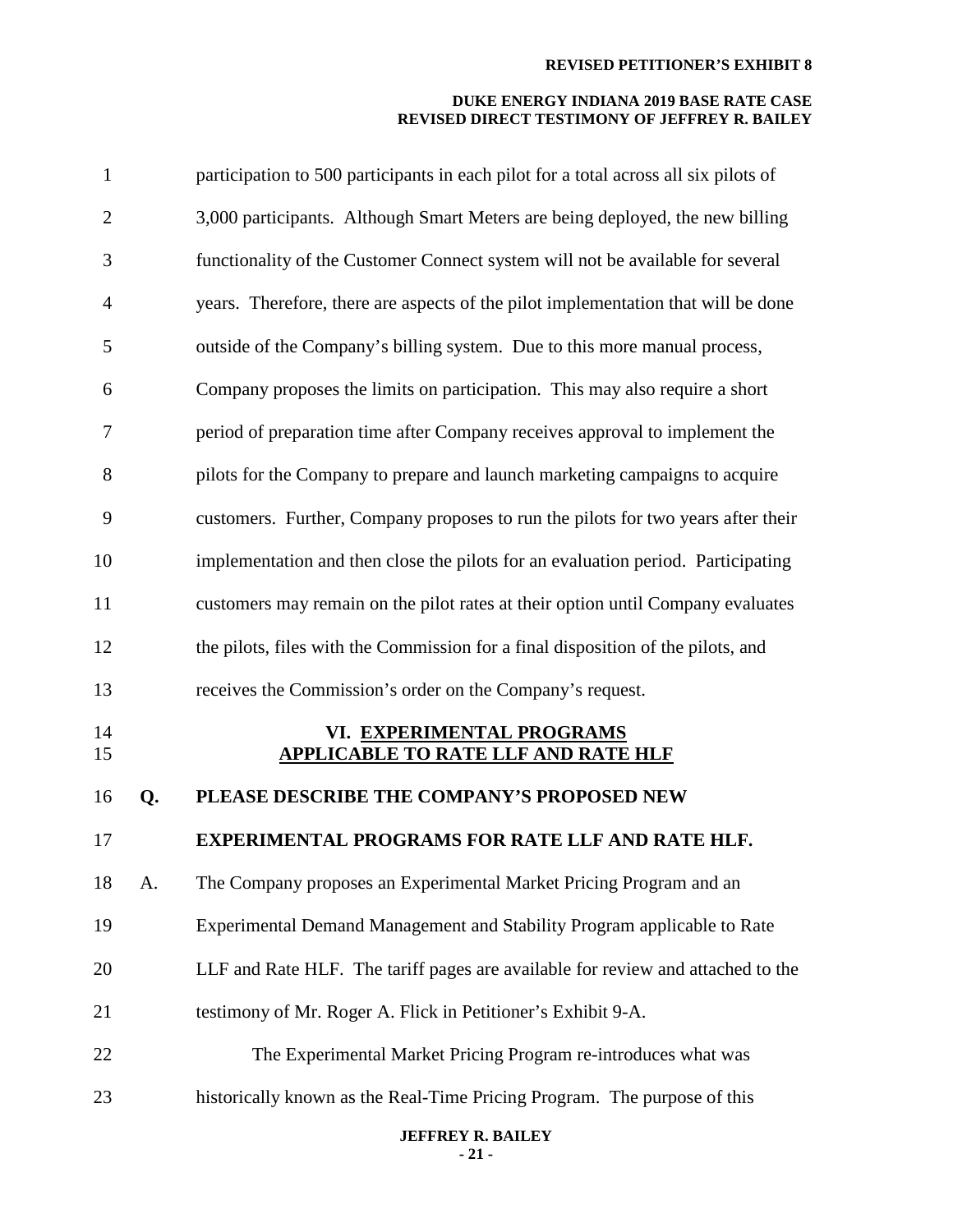participation to 500 participants in each pilot for a total across all six pilots of 3,000 participants. Although Smart Meters are being deployed, the new billing functionality of the Customer Connect system will not be available for several years. Therefore, there are aspects of the pilot implementation that will be done outside of the Company's billing system. Due to this more manual process, Company proposes the limits on participation. This may also require a short period of preparation time after Company receives approval to implement the pilots for the Company to prepare and launch marketing campaigns to acquire customers. Further, Company proposes to run the pilots for two years after their implementation and then close the pilots for an evaluation period. Participating customers may remain on the pilot rates at their option until Company evaluates the pilots, files with the Commission for a final disposition of the pilots, and receives the Commission's order on the Company's request.

## VI. EXPERIMENTAL PROGRAMS APPLICABLE TO RATE LLF AND RATE HLF

**Q. PLEASE DESCRIBE THE COMPANY'S PROPOSED NEW EXPERIMENTAL PROGRAMS FOR RATE LLF AND RATE HLF.**

A. The Company proposes an Experimental Market Pricing Program and an Experimental Demand Management and Stability Program applicable to Rate LLF and Rate HLF. The tariff pages are available for review and attached to the testimony of Mr. Roger A. Flick in Petitioner's Exhibit 9-A.

The Experimental Market Pricing Program re-introduces what was historically known as the Real-Time Pricing Program. The purpose of this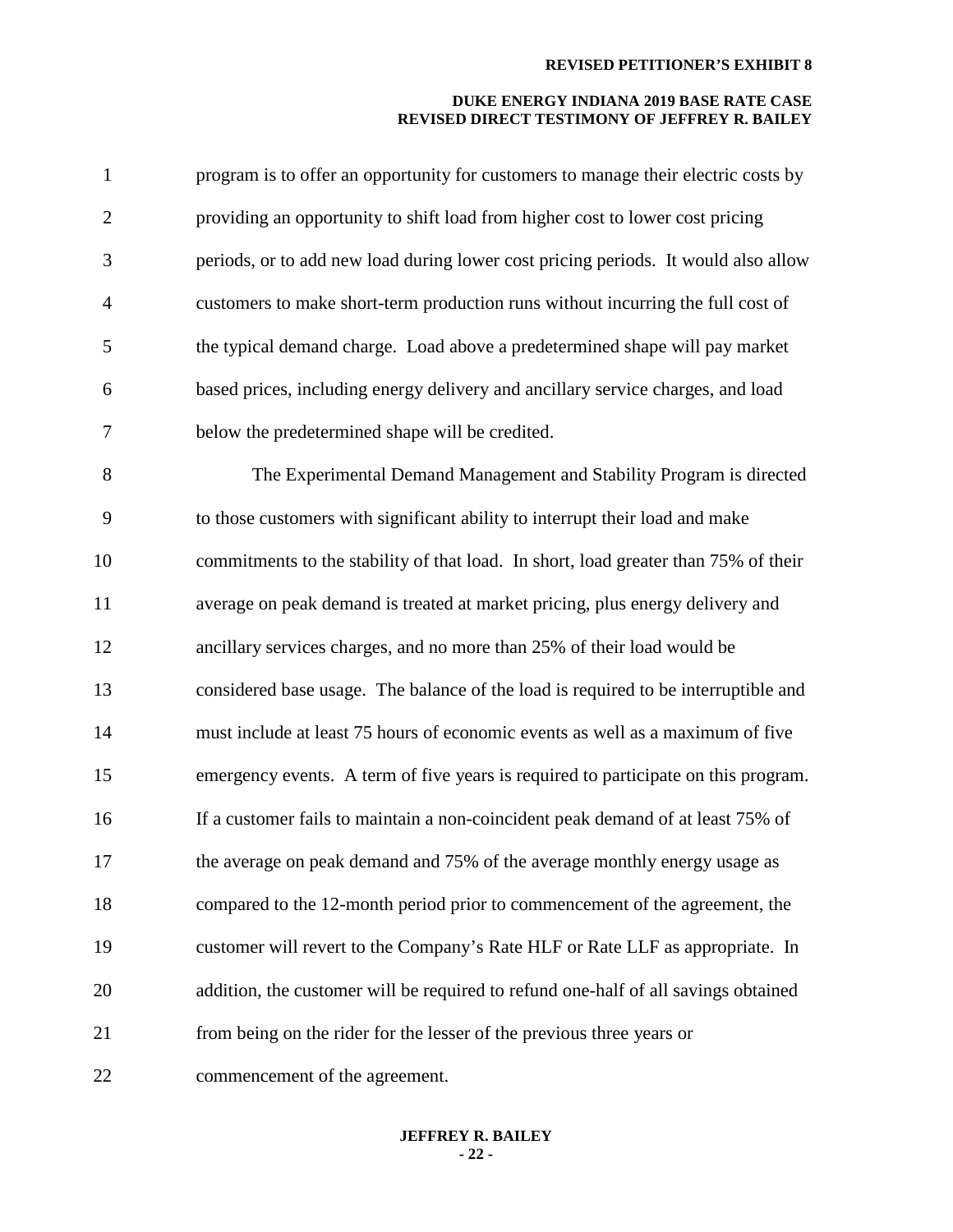program is to offer an opportunity for customers to manage their electric costs by providing an opportunity to shift load from higher cost to lower cost pricing periods, or to add new load during lower cost pricing periods. It would also allow customers to make short-term production runs without incurring the full cost of the typical demand charge. Load above a predetermined shape will pay market based prices, including energy delivery and ancillary service charges, and load below the predetermined shape will be credited.

The Experimental Demand Management and Stability Program is directed to those customers with significant ability to interrupt their load and make commitments to the stability of that load. In short, load greater than 75% of their average on peak demand is treated at market pricing, plus energy delivery and ancillary services charges, and no more than 25% of their load would be considered base usage. The balance of the load is required to be interruptible and must include at least 75 hours of economic events as well as a maximum of five emergency events. A term of five years is required to participate on this program. If a customer fails to maintain a non-coincident peak demand of at least 75% of the average on peak demand and 75% of the average monthly energy usage as compared to the 12-month period prior to commencement of the agreement, the customer will revert to the Company's Rate HLF or Rate LLF as appropriate. In addition, the customer will be required to refund one-half of all savings obtained from being on the rider for the lesser of the previous three years or commencement of the agreement.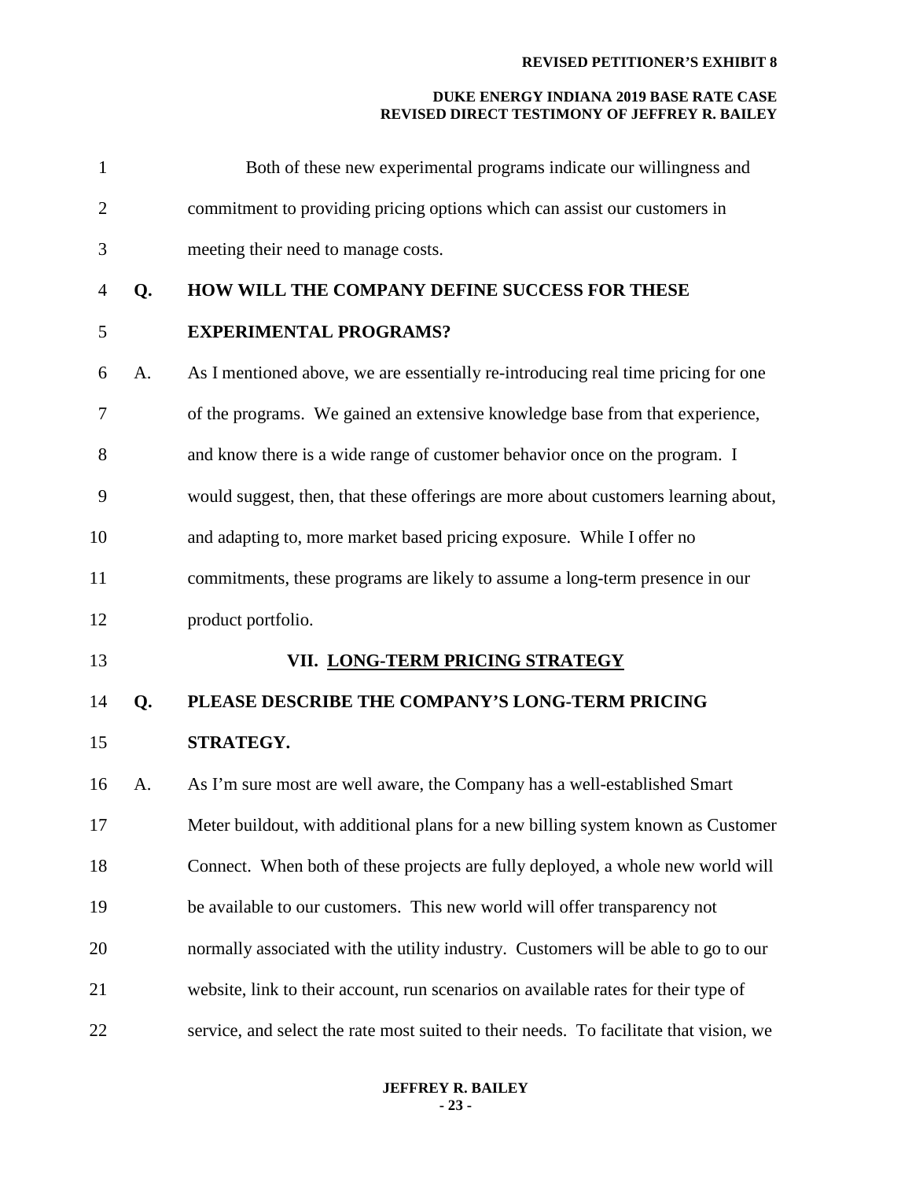Both of these new experimental programs indicate our willingness and commitment to providing pricing options which can assist our customers in meeting their need to manage costs.

**Q. HOW WILL THE COMPANY DEFINE SUCCESS FOR THESE EXPERIMENTAL PROGRAMS?**

A. As I mentioned above, we are essentially re-introducing real time pricing for one of the programs. We gained an extensive knowledge base from that experience, and know there is a wide range of customer behavior once on the program. I would suggest, then, that these offerings are more about customers learning about, and adapting to, more market based pricing exposure. While I offer no commitments, these programs are likely to assume a long-term presence in our product portfolio.

## VII. LONG-TERM PRICING STRATEGY

**Q. PLEASE DESCRIBE THE COMPANY'S LONG-TERM PRICING STRATEGY.**

A. As I'm sure most are well aware, the Company has a well-established Smart Meter buildout, with additional plans for a new billing system known as Customer Connect. When both of these projects are fully deployed, a whole new world will be available to our customers. This new world will offer transparency not normally associated with the utility industry. Customers will be able to go to our website, link to their account, run scenarios on available rates for their type of service, and select the rate most suited to their needs. To facilitate that vision, we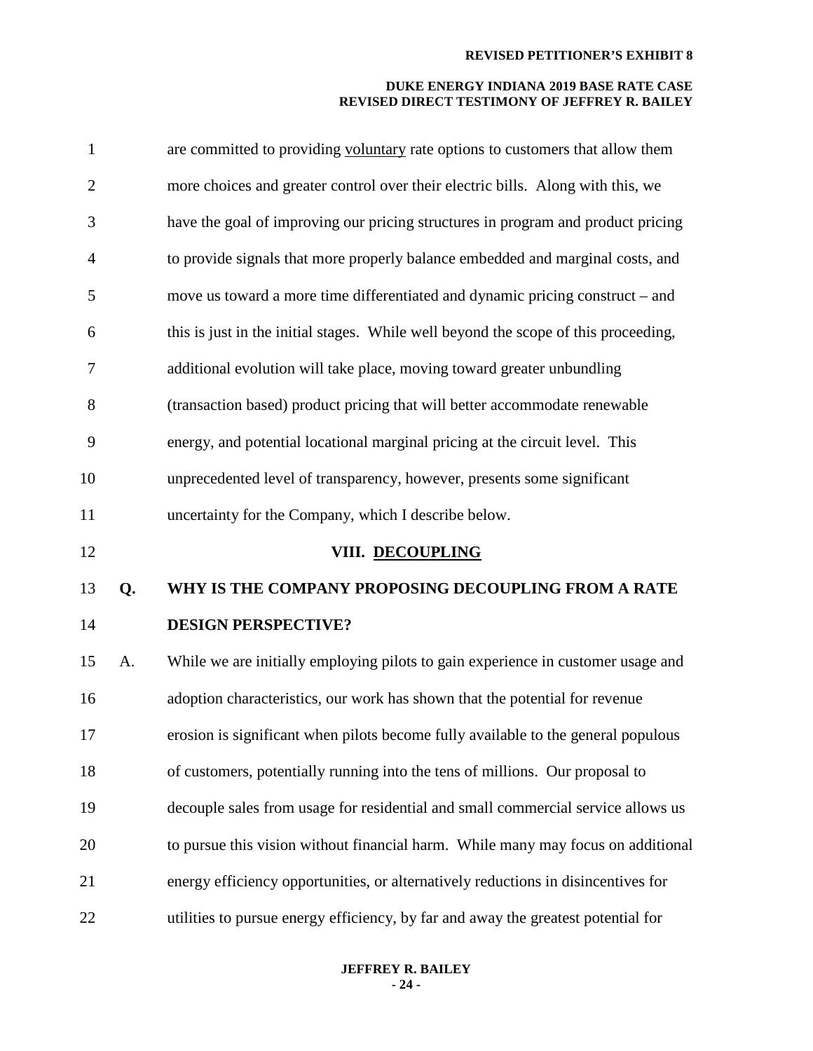are committed to providing voluntary rate options to customers that allow them more choices and greater control over their electric bills. Along with this, we have the goal of improving our pricing structures in program and product pricing to provide signals that more properly balance embedded and marginal costs, and move us toward a more time differentiated and dynamic pricing construct – and this is just in the initial stages. While well beyond the scope of this proceeding, additional evolution will take place, moving toward greater unbundling (transaction based) product pricing that will better accommodate renewable energy, and potential locational marginal pricing at the circuit level. This unprecedented level of transparency, however, presents some significant uncertainty for the Company, which I describe below.

## VIII. DECOUPLING

**Q. WHY IS THE COMPANY PROPOSING DECOUPLING FROM A RATE DESIGN PERSPECTIVE?**

A. While we are initially employing pilots to gain experience in customer usage and adoption characteristics, our work has shown that the potential for revenue erosion is significant when pilots become fully available to the general populous of customers, potentially running into the tens of millions. Our proposal to decouple sales from usage for residential and small commercial service allows us to pursue this vision without financial harm. While many may focus on additional energy efficiency opportunities, or alternatively reductions in disincentives for utilities to pursue energy efficiency, by far and away the greatest potential for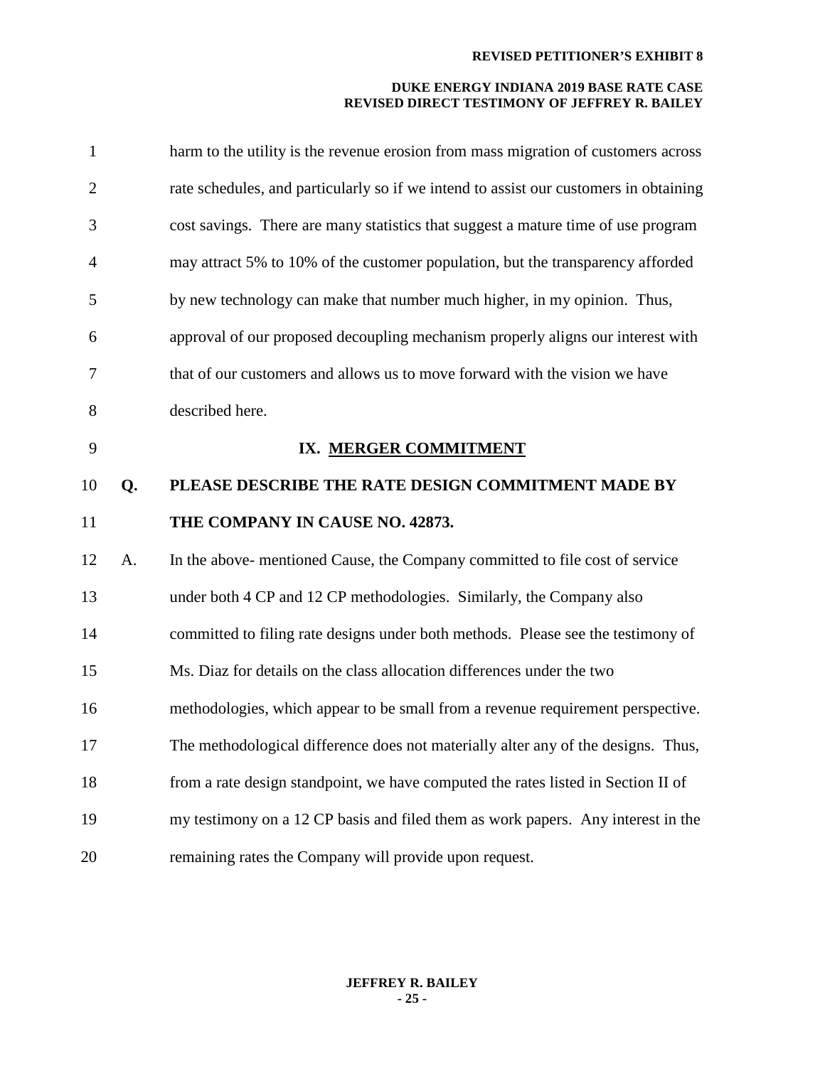harm to the utility is the revenue erosion from mass migration of customers across rate schedules, and particularly so if we intend to assist our customers in obtaining cost savings. There are many statistics that suggest a mature time of use program may attract 5% to 10% of the customer population, but the transparency afforded by new technology can make that number much higher, in my opinion. Thus, approval of our proposed decoupling mechanism properly aligns our interest with that of our customers and allows us to move forward with the vision we have described here.

## IX. MERGER COMMITMENT

**Q. PLEASE DESCRIBE THE RATE DESIGN COMMITMENT MADE BY THE COMPANY IN CAUSE NO. 42873.**

A. In the above- mentioned Cause, the Company committed to file cost of service under both 4 CP and 12 CP methodologies. Similarly, the Company also committed to filing rate designs under both methods. Please see the testimony of Ms. Diaz for details on the class allocation differences under the two methodologies, which appear to be small from a revenue requirement perspective. The methodological difference does not materially alter any of the designs. Thus, from a rate design standpoint, we have computed the rates listed in Section II of my testimony on a 12 CP basis and filed them as work papers. Any interest in the remaining rates the Company will provide upon request.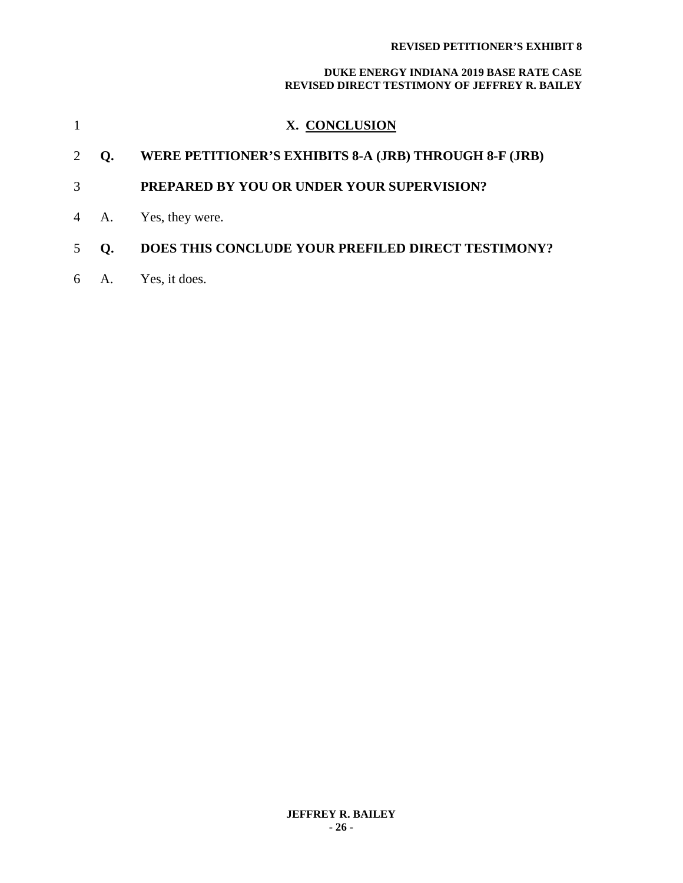## X. CONCLUSION

**Q. WERE PETITIONER'S EXHIBITS 8-A (JRB) THROUGH 8-F (JRB) PREPARED BY YOU OR UNDER YOUR SUPERVISION?**

A. Yes, they were.

**Q. DOES THIS CONCLUDE YOUR PREFILED DIRECT TESTIMONY?**

A. Yes, it does.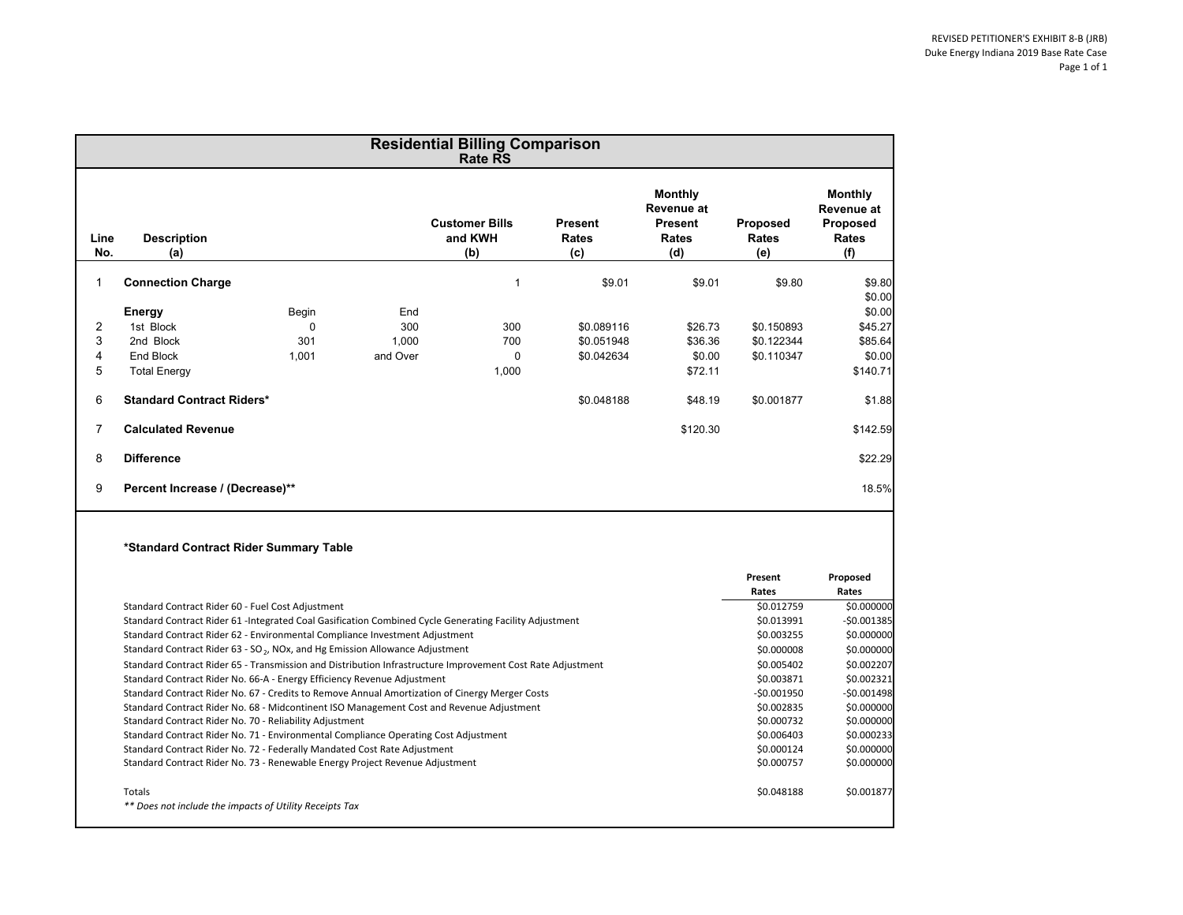## Residential Billing Comparison
### Rate RS

| Line No. | Description (a) | Begin | End | Customer Bills and KWH (b) | Present Rates (c) | Monthly Revenue at Present Rates (d) | Proposed Rates (e) | Monthly Revenue at Proposed Rates (f) |
|---|---|---|---|---|---|---|---|---|
| 1 | **Connection Charge** | | | 1 | $9.01 | $9.01 | $9.80 | $9.80 |
| | | | | | | | | $0.00 |
| | **Energy** | Begin | End | | | | | $0.00 |
| 2 | 1st Block | 0 | 300 | 300 | $0.089116 | $26.73 | $0.150893 | $45.27 |
| 3 | 2nd Block | 301 | 1,000 | 700 | $0.051948 | $36.36 | $0.122344 | $85.64 |
| 4 | End Block | 1,001 | and Over | 0 | $0.042634 | $0.00 | $0.110347 | $0.00 |
| 5 | Total Energy | | | 1,000 | | $72.11 | | $140.71 |
| 6 | **Standard Contract Riders*** | | | | $0.048188 | $48.19 | $0.001877 | $1.88 |
| 7 | **Calculated Revenue** | | | | | $120.30 | | $142.59 |
| 8 | **Difference** | | | | | | | $22.29 |
| 9 | **Percent Increase / (Decrease)**** | | | | | | | 18.5% |

**\*Standard Contract Rider Summary Table**

| | Present Rates | Proposed Rates |
|---|---|---|
| Standard Contract Rider 60 - Fuel Cost Adjustment | $0.012759 | $0.000000 |
| Standard Contract Rider 61 -Integrated Coal Gasification Combined Cycle Generating Facility Adjustment | $0.013991 | -$0.001385 |
| Standard Contract Rider 62 - Environmental Compliance Investment Adjustment | $0.003255 | $0.000000 |
| Standard Contract Rider 63 - $SO_2$, NOx, and Hg Emission Allowance Adjustment | $0.000008 | $0.000000 |
| Standard Contract Rider 65 - Transmission and Distribution Infrastructure Improvement Cost Rate Adjustment | $0.005402 | $0.002207 |
| Standard Contract Rider No. 66-A - Energy Efficiency Revenue Adjustment | $0.003871 | $0.002321 |
| Standard Contract Rider No. 67 - Credits to Remove Annual Amortization of Cinergy Merger Costs | -$0.001950 | -$0.001498 |
| Standard Contract Rider No. 68 - Midcontinent ISO Management Cost and Revenue Adjustment | $0.002835 | $0.000000 |
| Standard Contract Rider No. 70 - Reliability Adjustment | $0.000732 | $0.000000 |
| Standard Contract Rider No. 71 - Environmental Compliance Operating Cost Adjustment | $0.006403 | $0.000233 |
| Standard Contract Rider No. 72 - Federally Mandated Cost Rate Adjustment | $0.000124 | $0.000000 |
| Standard Contract Rider No. 73 - Renewable Energy Project Revenue Adjustment | $0.000757 | $0.000000 |
| Totals | $0.048188 | $0.001877 |

*\*\* Does not include the impacts of Utility Receipts Tax*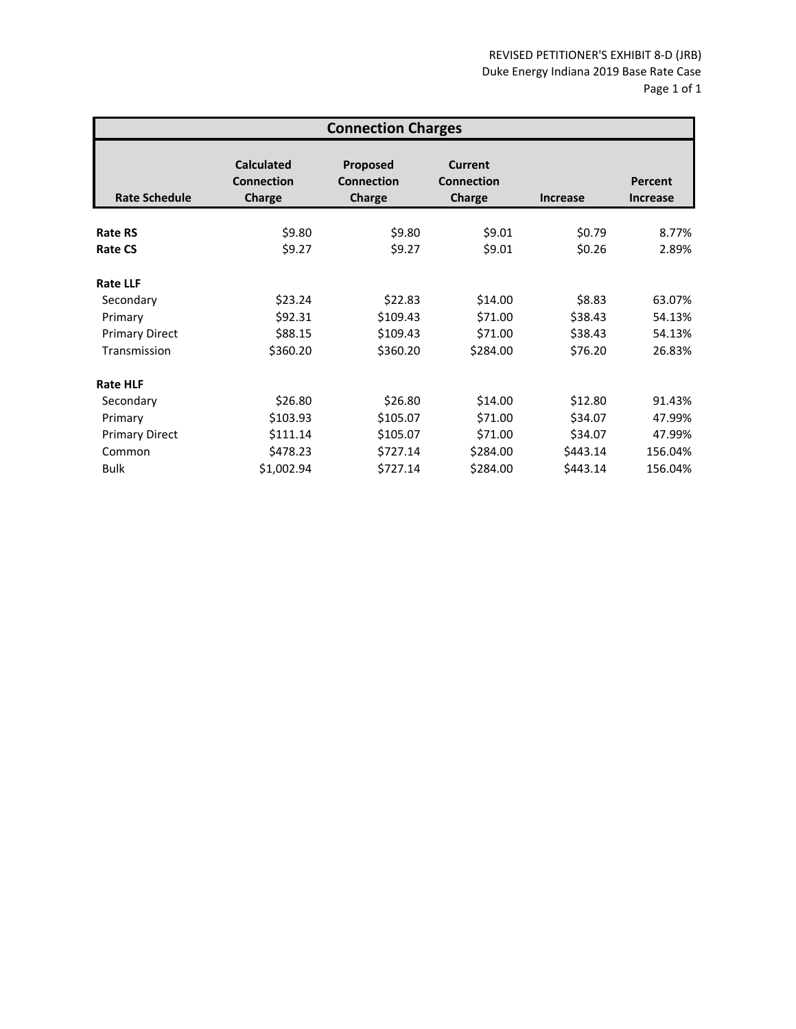REVISED PETITIONER'S EXHIBIT 8-D (JRB)
Duke Energy Indiana 2019 Base Rate Case

## Connection Charges

| Rate Schedule | Calculated Connection Charge | Proposed Connection Charge | Current Connection Charge | Increase | Percent Increase |
|---|---|---|---|---|---|
| **Rate RS** | $9.80 | $9.80 | $9.01 | $0.79 | 8.77% |
| **Rate CS** | $9.27 | $9.27 | $9.01 | $0.26 | 2.89% |
| **Rate LLF** | | | | | |
| Secondary | $23.24 | $22.83 | $14.00 | $8.83 | 63.07% |
| Primary | $92.31 | $109.43 | $71.00 | $38.43 | 54.13% |
| Primary Direct | $88.15 | $109.43 | $71.00 | $38.43 | 54.13% |
| Transmission | $360.20 | $360.20 | $284.00 | $76.20 | 26.83% |
| **Rate HLF** | | | | | |
| Secondary | $26.80 | $26.80 | $14.00 | $12.80 | 91.43% |
| Primary | $103.93 | $105.07 | $71.00 | $34.07 | 47.99% |
| Primary Direct | $111.14 | $105.07 | $71.00 | $34.07 | 47.99% |
| Common | $478.23 | $727.14 | $284.00 | $443.14 | 156.04% |
| Bulk | $1,002.94 | $727.14 | $284.00 | $443.14 | 156.04% |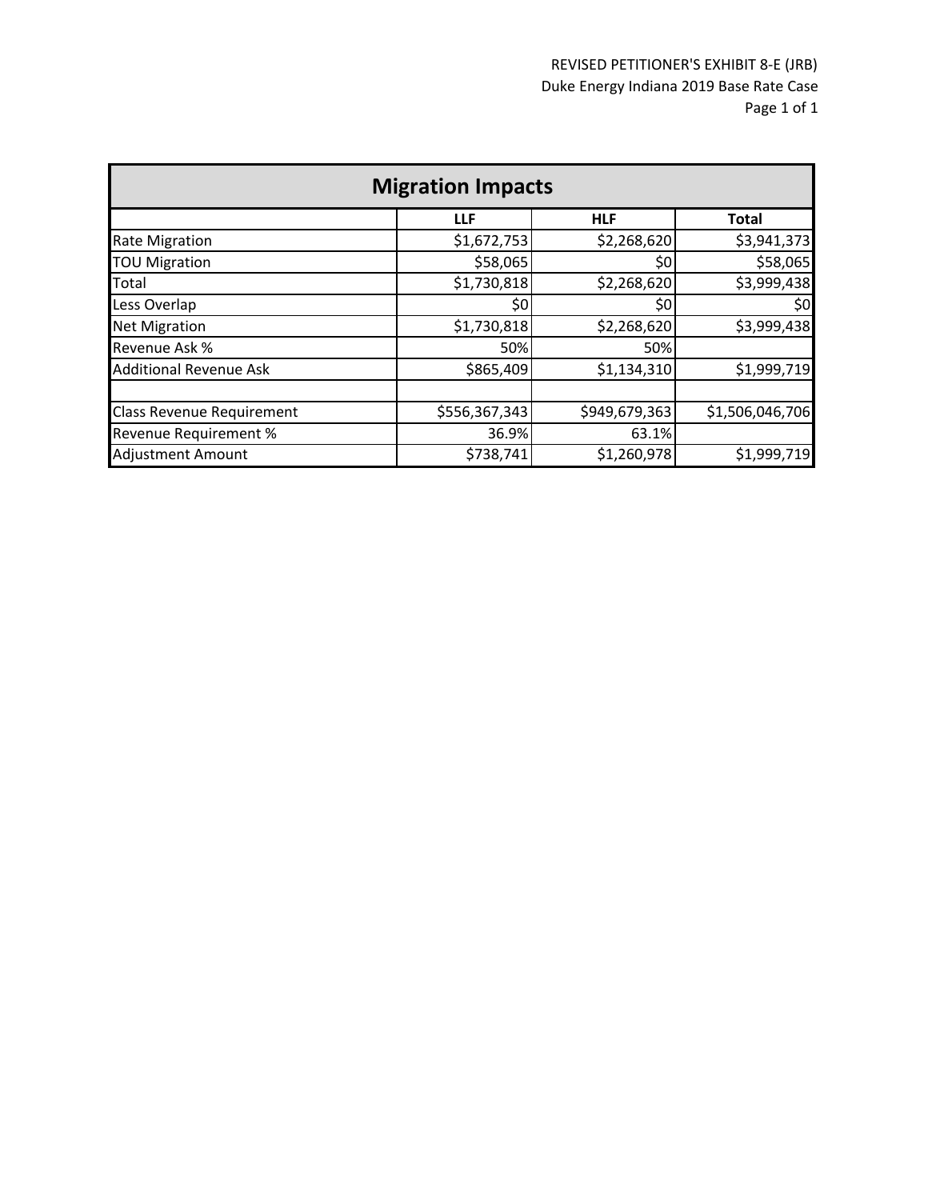REVISED PETITIONER'S EXHIBIT 8-E (JRB)
Duke Energy Indiana 2019 Base Rate Case

| Migration Impacts | | | |
|---|---|---|---|
| | **LLF** | **HLF** | **Total** |
| Rate Migration | $1,672,753 | $2,268,620 | $3,941,373 |
| TOU Migration | $58,065 | $0 | $58,065 |
| Total | $1,730,818 | $2,268,620 | $3,999,438 |
| Less Overlap | $0 | $0 | $0 |
| Net Migration | $1,730,818 | $2,268,620 | $3,999,438 |
| Revenue Ask % | 50% | 50% | |
| Additional Revenue Ask | $865,409 | $1,134,310 | $1,999,719 |
| | | | |
| Class Revenue Requirement | $556,367,343 | $949,679,363 | $1,506,046,706 |
| Revenue Requirement % | 36.9% | 63.1% | |
| Adjustment Amount | $738,741 | $1,260,978 | $1,999,719 |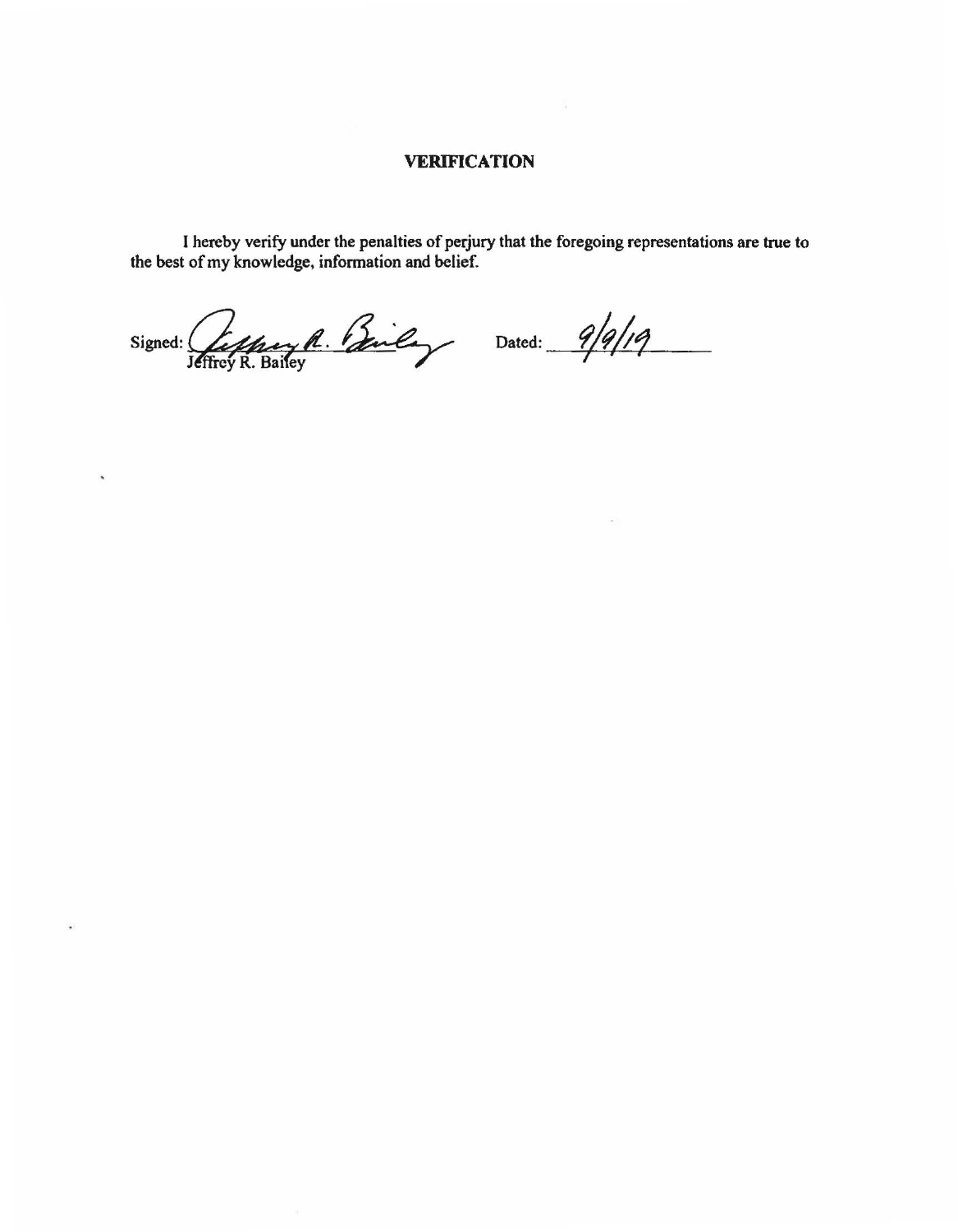## VERIFICATION

I hereby verify under the penalties of perjury that the foregoing representations are true to the best of my knowledge, information and belief.

Signed: Jeffrey R. Bailey Dated: 9/9/19